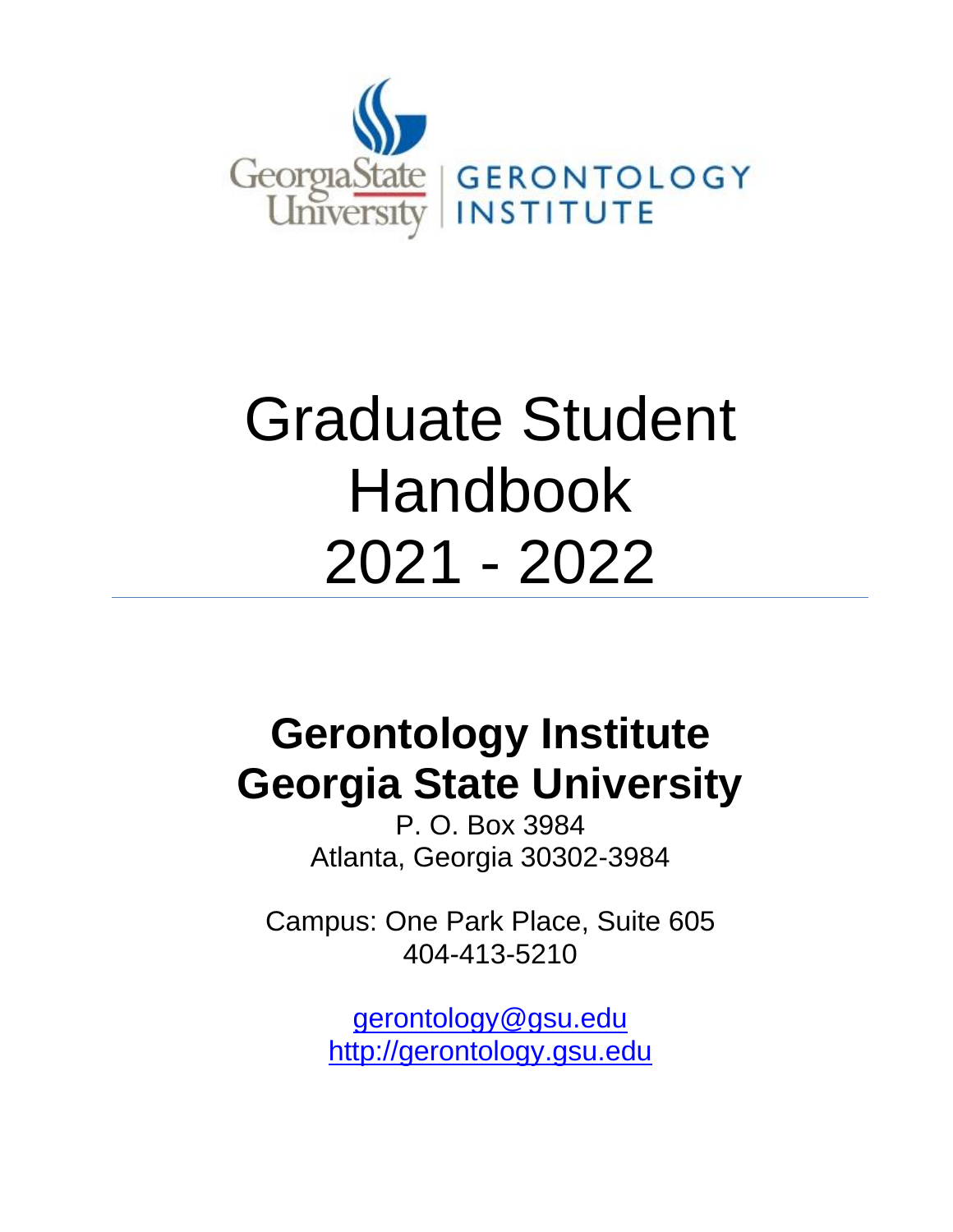Georgia State University | GERONTOLOGY INSTITUTE

# Graduate Student Handbook 2021 - 2022

---

## Gerontology Institute
## Georgia State University

P. O. Box 3984
Atlanta, Georgia 30302-3984

Campus: One Park Place, Suite 605
404-413-5210

gerontology@gsu.edu
http://gerontology.gsu.edu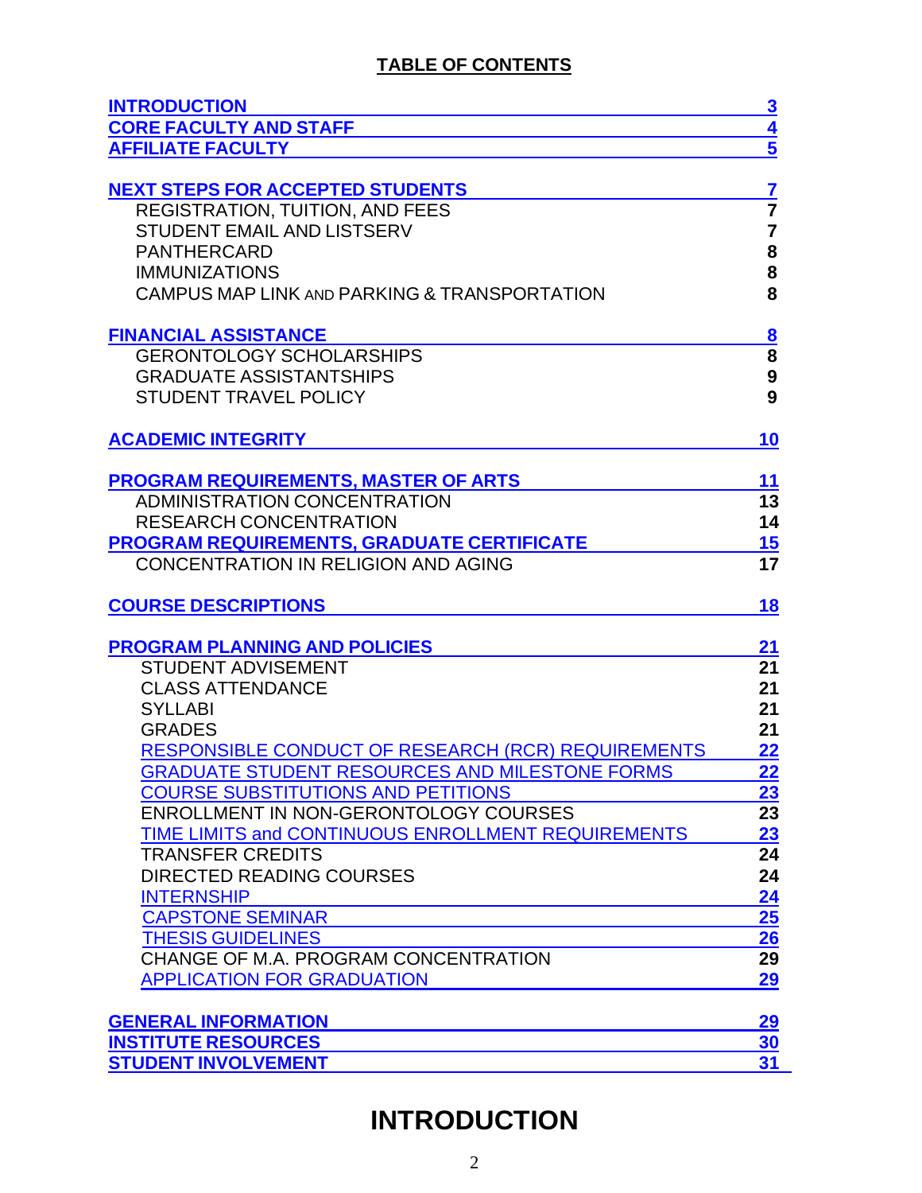## TABLE OF CONTENTS

| Section | Page |
|---|---|
| **INTRODUCTION** | 3 |
| **CORE FACULTY AND STAFF** | 4 |
| **AFFILIATE FACULTY** | 5 |
| | |
| **NEXT STEPS FOR ACCEPTED STUDENTS** | 7 |
| REGISTRATION, TUITION, AND FEES | 7 |
| STUDENT EMAIL AND LISTSERV | 7 |
| PANTHERCARD | 8 |
| IMMUNIZATIONS | 8 |
| CAMPUS MAP LINK AND PARKING & TRANSPORTATION | 8 |
| | |
| **FINANCIAL ASSISTANCE** | 8 |
| GERONTOLOGY SCHOLARSHIPS | 8 |
| GRADUATE ASSISTANTSHIPS | 9 |
| STUDENT TRAVEL POLICY | 9 |
| | |
| **ACADEMIC INTEGRITY** | 10 |
| | |
| **PROGRAM REQUIREMENTS, MASTER OF ARTS** | 11 |
| ADMINISTRATION CONCENTRATION | 13 |
| RESEARCH CONCENTRATION | 14 |
| **PROGRAM REQUIREMENTS, GRADUATE CERTIFICATE** | 15 |
| CONCENTRATION IN RELIGION AND AGING | 17 |
| | |
| **COURSE DESCRIPTIONS** | 18 |
| | |
| **PROGRAM PLANNING AND POLICIES** | 21 |
| STUDENT ADVISEMENT | 21 |
| CLASS ATTENDANCE | 21 |
| SYLLABI | 21 |
| GRADES | 21 |
| RESPONSIBLE CONDUCT OF RESEARCH (RCR) REQUIREMENTS | 22 |
| GRADUATE STUDENT RESOURCES AND MILESTONE FORMS | 22 |
| COURSE SUBSTITUTIONS AND PETITIONS | 23 |
| ENROLLMENT IN NON-GERONTOLOGY COURSES | 23 |
| TIME LIMITS and CONTINUOUS ENROLLMENT REQUIREMENTS | 23 |
| TRANSFER CREDITS | 24 |
| DIRECTED READING COURSES | 24 |
| INTERNSHIP | 24 |
| CAPSTONE SEMINAR | 25 |
| THESIS GUIDELINES | 26 |
| CHANGE OF M.A. PROGRAM CONCENTRATION | 29 |
| APPLICATION FOR GRADUATION | 29 |
| | |
| **GENERAL INFORMATION** | 29 |
| **INSTITUTE RESOURCES** | 30 |
| **STUDENT INVOLVEMENT** | 31 |

# INTRODUCTION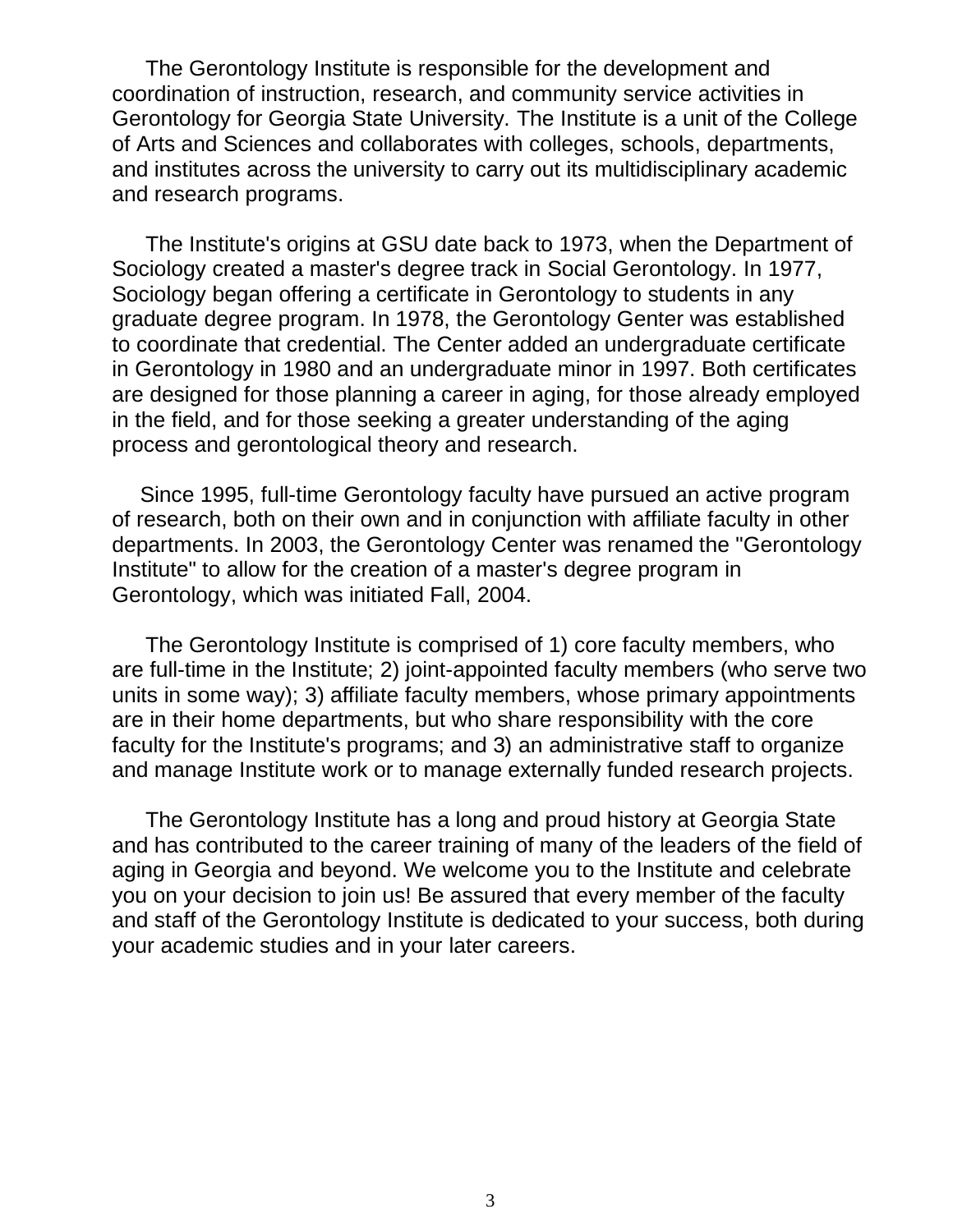The Gerontology Institute is responsible for the development and coordination of instruction, research, and community service activities in Gerontology for Georgia State University. The Institute is a unit of the College of Arts and Sciences and collaborates with colleges, schools, departments, and institutes across the university to carry out its multidisciplinary academic and research programs.

The Institute's origins at GSU date back to 1973, when the Department of Sociology created a master's degree track in Social Gerontology. In 1977, Sociology began offering a certificate in Gerontology to students in any graduate degree program. In 1978, the Gerontology Genter was established to coordinate that credential. The Center added an undergraduate certificate in Gerontology in 1980 and an undergraduate minor in 1997. Both certificates are designed for those planning a career in aging, for those already employed in the field, and for those seeking a greater understanding of the aging process and gerontological theory and research.

Since 1995, full-time Gerontology faculty have pursued an active program of research, both on their own and in conjunction with affiliate faculty in other departments. In 2003, the Gerontology Center was renamed the "Gerontology Institute" to allow for the creation of a master's degree program in Gerontology, which was initiated Fall, 2004.

The Gerontology Institute is comprised of 1) core faculty members, who are full-time in the Institute; 2) joint-appointed faculty members (who serve two units in some way); 3) affiliate faculty members, whose primary appointments are in their home departments, but who share responsibility with the core faculty for the Institute's programs; and 3) an administrative staff to organize and manage Institute work or to manage externally funded research projects.

The Gerontology Institute has a long and proud history at Georgia State and has contributed to the career training of many of the leaders of the field of aging in Georgia and beyond. We welcome you to the Institute and celebrate you on your decision to join us! Be assured that every member of the faculty and staff of the Gerontology Institute is dedicated to your success, both during your academic studies and in your later careers.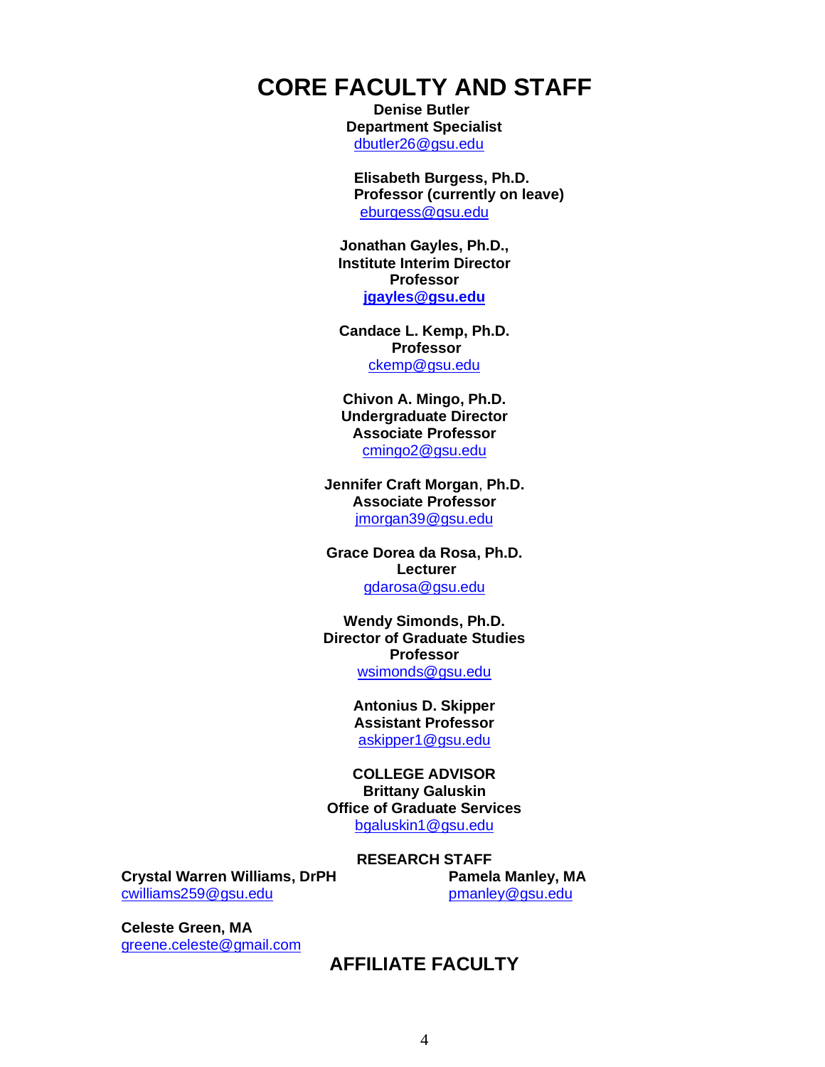# CORE FACULTY AND STAFF

**Denise Butler**
**Department Specialist**
dbutler26@gsu.edu

**Elisabeth Burgess, Ph.D.**
**Professor (currently on leave)**
eburgess@gsu.edu

**Jonathan Gayles, Ph.D.,**
**Institute Interim Director**
**Professor**
**jgayles@gsu.edu**

**Candace L. Kemp, Ph.D.**
**Professor**
ckemp@gsu.edu

**Chivon A. Mingo, Ph.D.**
**Undergraduate Director**
**Associate Professor**
cmingo2@gsu.edu

**Jennifer Craft Morgan, Ph.D.**
**Associate Professor**
jmorgan39@gsu.edu

**Grace Dorea da Rosa, Ph.D.**
**Lecturer**
gdarosa@gsu.edu

**Wendy Simonds, Ph.D.**
**Director of Graduate Studies**
**Professor**
wsimonds@gsu.edu

**Antonius D. Skipper**
**Assistant Professor**
askipper1@gsu.edu

**COLLEGE ADVISOR**
**Brittany Galuskin**
**Office of Graduate Services**
bgaluskin1@gsu.edu

**RESEARCH STAFF**

**Crystal Warren Williams, DrPH**
cwilliams259@gsu.edu

**Pamela Manley, MA**
pmanley@gsu.edu

**Celeste Green, MA**
greene.celeste@gmail.com

# AFFILIATE FACULTY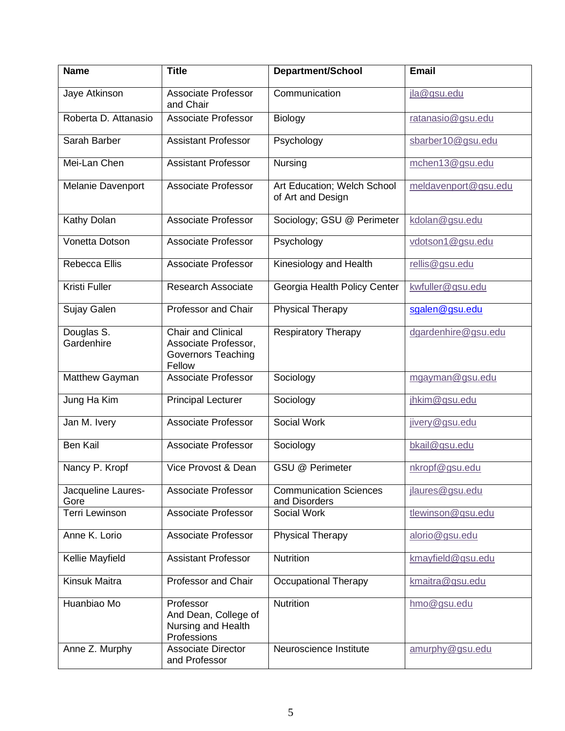| Name | Title | Department/School | Email |
| --- | --- | --- | --- |
| Jaye Atkinson | Associate Professor and Chair | Communication | jla@gsu.edu |
| Roberta D. Attanasio | Associate Professor | Biology | ratanasio@gsu.edu |
| Sarah Barber | Assistant Professor | Psychology | sbarber10@gsu.edu |
| Mei-Lan Chen | Assistant Professor | Nursing | mchen13@gsu.edu |
| Melanie Davenport | Associate Professor | Art Education; Welch School of Art and Design | meldavenport@gsu.edu |
| Kathy Dolan | Associate Professor | Sociology; GSU @ Perimeter | kdolan@gsu.edu |
| Vonetta Dotson | Associate Professor | Psychology | vdotson1@gsu.edu |
| Rebecca Ellis | Associate Professor | Kinesiology and Health | rellis@gsu.edu |
| Kristi Fuller | Research Associate | Georgia Health Policy Center | kwfuller@gsu.edu |
| Sujay Galen | Professor and Chair | Physical Therapy | sgalen@gsu.edu |
| Douglas S. Gardenhire | Chair and Clinical Associate Professor, Governors Teaching Fellow | Respiratory Therapy | dgardenhire@gsu.edu |
| Matthew Gayman | Associate Professor | Sociology | mgayman@gsu.edu |
| Jung Ha Kim | Principal Lecturer | Sociology | jhkim@gsu.edu |
| Jan M. Ivery | Associate Professor | Social Work | jivery@gsu.edu |
| Ben Kail | Associate Professor | Sociology | bkail@gsu.edu |
| Nancy P. Kropf | Vice Provost & Dean | GSU @ Perimeter | nkropf@gsu.edu |
| Jacqueline Laures-Gore | Associate Professor | Communication Sciences and Disorders | jlaures@gsu.edu |
| Terri Lewinson | Associate Professor | Social Work | tlewinson@gsu.edu |
| Anne K. Lorio | Associate Professor | Physical Therapy | alorio@gsu.edu |
| Kellie Mayfield | Assistant Professor | Nutrition | kmayfield@gsu.edu |
| Kinsuk Maitra | Professor and Chair | Occupational Therapy | kmaitra@gsu.edu |
| Huanbiao Mo | Professor And Dean, College of Nursing and Health Professions | Nutrition | hmo@gsu.edu |
| Anne Z. Murphy | Associate Director and Professor | Neuroscience Institute | amurphy@gsu.edu |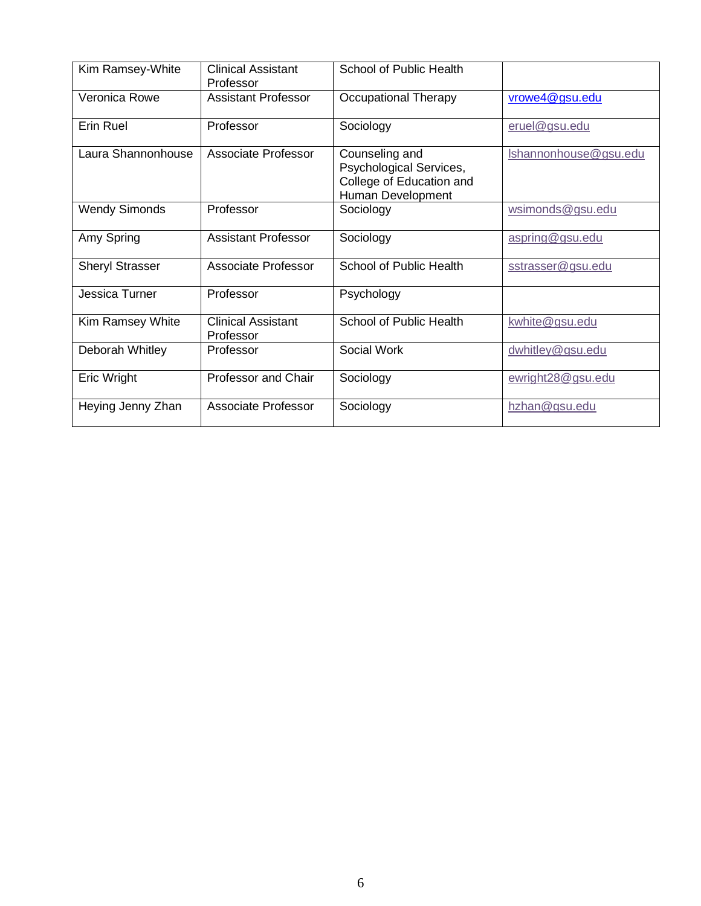| Kim Ramsey-White | Clinical Assistant Professor | School of Public Health | |
|---|---|---|---|
| Veronica Rowe | Assistant Professor | Occupational Therapy | vrowe4@gsu.edu |
| Erin Ruel | Professor | Sociology | eruel@gsu.edu |
| Laura Shannonhouse | Associate Professor | Counseling and Psychological Services, College of Education and Human Development | lshannonhouse@gsu.edu |
| Wendy Simonds | Professor | Sociology | wsimonds@gsu.edu |
| Amy Spring | Assistant Professor | Sociology | aspring@gsu.edu |
| Sheryl Strasser | Associate Professor | School of Public Health | sstrasser@gsu.edu |
| Jessica Turner | Professor | Psychology | |
| Kim Ramsey White | Clinical Assistant Professor | School of Public Health | kwhite@gsu.edu |
| Deborah Whitley | Professor | Social Work | dwhitley@gsu.edu |
| Eric Wright | Professor and Chair | Sociology | ewright28@gsu.edu |
| Heying Jenny Zhan | Associate Professor | Sociology | hzhan@gsu.edu |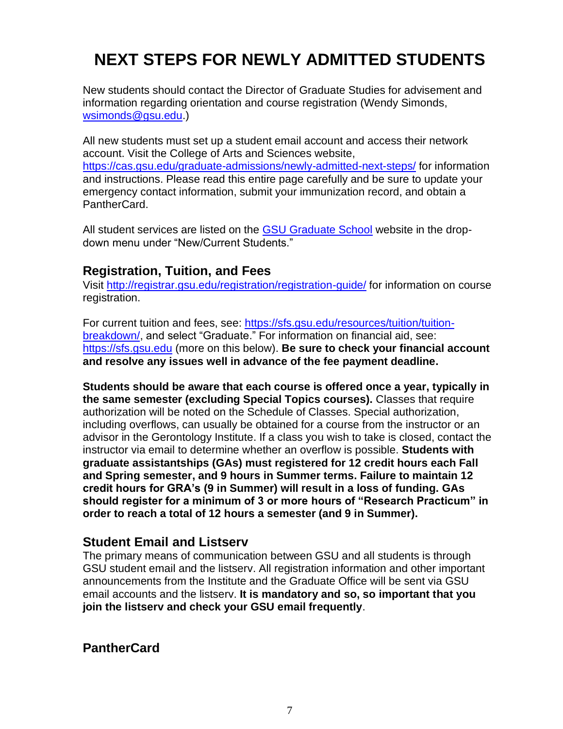# NEXT STEPS FOR NEWLY ADMITTED STUDENTS

New students should contact the Director of Graduate Studies for advisement and information regarding orientation and course registration (Wendy Simonds, wsimonds@gsu.edu.)

All new students must set up a student email account and access their network account. Visit the College of Arts and Sciences website, https://cas.gsu.edu/graduate-admissions/newly-admitted-next-steps/ for information and instructions. Please read this entire page carefully and be sure to update your emergency contact information, submit your immunization record, and obtain a PantherCard.

All student services are listed on the GSU Graduate School website in the drop-down menu under "New/Current Students."

## Registration, Tuition, and Fees

Visit http://registrar.gsu.edu/registration/registration-guide/ for information on course registration.

For current tuition and fees, see: https://sfs.gsu.edu/resources/tuition/tuition-breakdown/, and select "Graduate." For information on financial aid, see: https://sfs.gsu.edu (more on this below). **Be sure to check your financial account and resolve any issues well in advance of the fee payment deadline.**

**Students should be aware that each course is offered once a year, typically in the same semester (excluding Special Topics courses).** Classes that require authorization will be noted on the Schedule of Classes. Special authorization, including overflows, can usually be obtained for a course from the instructor or an advisor in the Gerontology Institute. If a class you wish to take is closed, contact the instructor via email to determine whether an overflow is possible. **Students with graduate assistantships (GAs) must registered for 12 credit hours each Fall and Spring semester, and 9 hours in Summer terms. Failure to maintain 12 credit hours for GRA's (9 in Summer) will result in a loss of funding. GAs should register for a minimum of 3 or more hours of "Research Practicum" in order to reach a total of 12 hours a semester (and 9 in Summer).**

## Student Email and Listserv

The primary means of communication between GSU and all students is through GSU student email and the listserv. All registration information and other important announcements from the Institute and the Graduate Office will be sent via GSU email accounts and the listserv. **It is mandatory and so, so important that you join the listserv and check your GSU email frequently**.

## PantherCard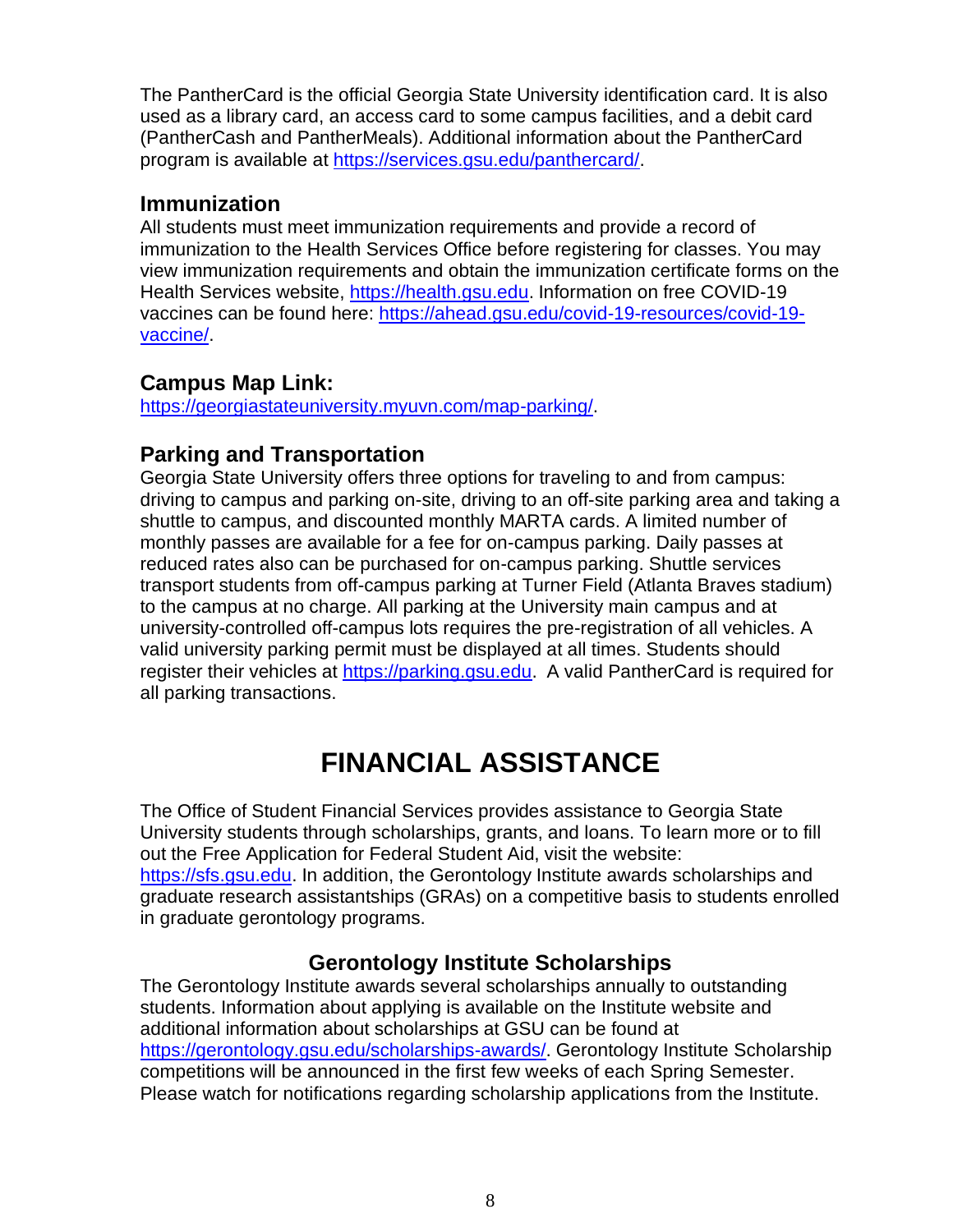The PantherCard is the official Georgia State University identification card. It is also used as a library card, an access card to some campus facilities, and a debit card (PantherCash and PantherMeals). Additional information about the PantherCard program is available at https://services.gsu.edu/panthercard/.

## Immunization

All students must meet immunization requirements and provide a record of immunization to the Health Services Office before registering for classes. You may view immunization requirements and obtain the immunization certificate forms on the Health Services website, https://health.gsu.edu. Information on free COVID-19 vaccines can be found here: https://ahead.gsu.edu/covid-19-resources/covid-19-vaccine/.

## Campus Map Link:

https://georgiastateuniversity.myuvn.com/map-parking/.

## Parking and Transportation

Georgia State University offers three options for traveling to and from campus: driving to campus and parking on-site, driving to an off-site parking area and taking a shuttle to campus, and discounted monthly MARTA cards. A limited number of monthly passes are available for a fee for on-campus parking. Daily passes at reduced rates also can be purchased for on-campus parking. Shuttle services transport students from off-campus parking at Turner Field (Atlanta Braves stadium) to the campus at no charge. All parking at the University main campus and at university-controlled off-campus lots requires the pre-registration of all vehicles. A valid university parking permit must be displayed at all times. Students should register their vehicles at https://parking.gsu.edu. A valid PantherCard is required for all parking transactions.

# FINANCIAL ASSISTANCE

The Office of Student Financial Services provides assistance to Georgia State University students through scholarships, grants, and loans. To learn more or to fill out the Free Application for Federal Student Aid, visit the website: https://sfs.gsu.edu. In addition, the Gerontology Institute awards scholarships and graduate research assistantships (GRAs) on a competitive basis to students enrolled in graduate gerontology programs.

### Gerontology Institute Scholarships

The Gerontology Institute awards several scholarships annually to outstanding students. Information about applying is available on the Institute website and additional information about scholarships at GSU can be found at https://gerontology.gsu.edu/scholarships-awards/. Gerontology Institute Scholarship competitions will be announced in the first few weeks of each Spring Semester. Please watch for notifications regarding scholarship applications from the Institute.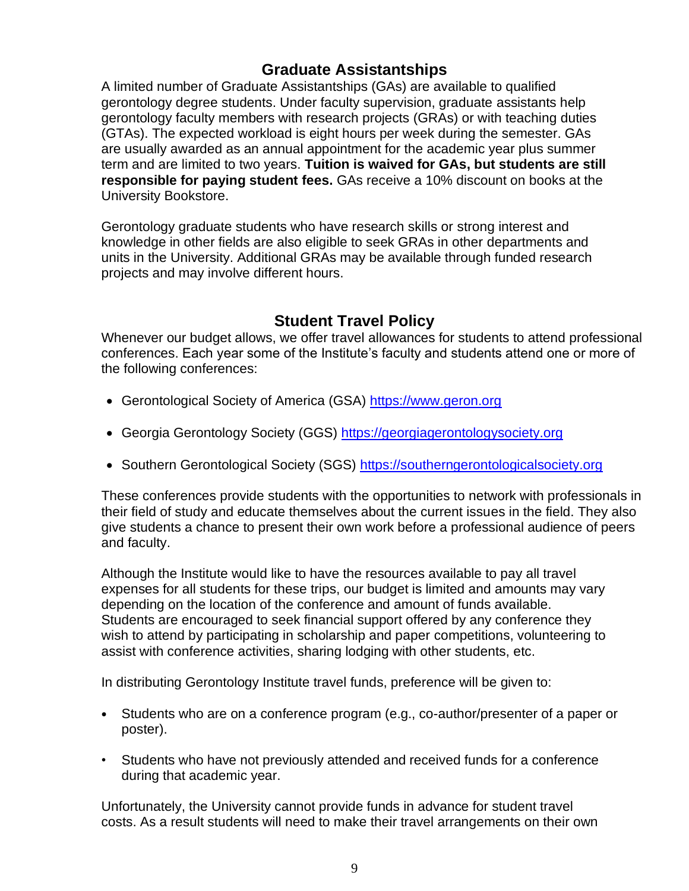## Graduate Assistantships

A limited number of Graduate Assistantships (GAs) are available to qualified gerontology degree students. Under faculty supervision, graduate assistants help gerontology faculty members with research projects (GRAs) or with teaching duties (GTAs). The expected workload is eight hours per week during the semester. GAs are usually awarded as an annual appointment for the academic year plus summer term and are limited to two years. **Tuition is waived for GAs, but students are still responsible for paying student fees.** GAs receive a 10% discount on books at the University Bookstore.

Gerontology graduate students who have research skills or strong interest and knowledge in other fields are also eligible to seek GRAs in other departments and units in the University. Additional GRAs may be available through funded research projects and may involve different hours.

## Student Travel Policy

Whenever our budget allows, we offer travel allowances for students to attend professional conferences. Each year some of the Institute's faculty and students attend one or more of the following conferences:

- Gerontological Society of America (GSA) [https://www.geron.org](https://www.geron.org)
- Georgia Gerontology Society (GGS) [https://georgiagerontologysociety.org](https://georgiagerontologysociety.org)
- Southern Gerontological Society (SGS) [https://southerngerontologicalsociety.org](https://southerngerontologicalsociety.org)

These conferences provide students with the opportunities to network with professionals in their field of study and educate themselves about the current issues in the field. They also give students a chance to present their own work before a professional audience of peers and faculty.

Although the Institute would like to have the resources available to pay all travel expenses for all students for these trips, our budget is limited and amounts may vary depending on the location of the conference and amount of funds available. Students are encouraged to seek financial support offered by any conference they wish to attend by participating in scholarship and paper competitions, volunteering to assist with conference activities, sharing lodging with other students, etc.

In distributing Gerontology Institute travel funds, preference will be given to:

- Students who are on a conference program (e.g., co-author/presenter of a paper or poster).
- Students who have not previously attended and received funds for a conference during that academic year.

Unfortunately, the University cannot provide funds in advance for student travel costs. As a result students will need to make their travel arrangements on their own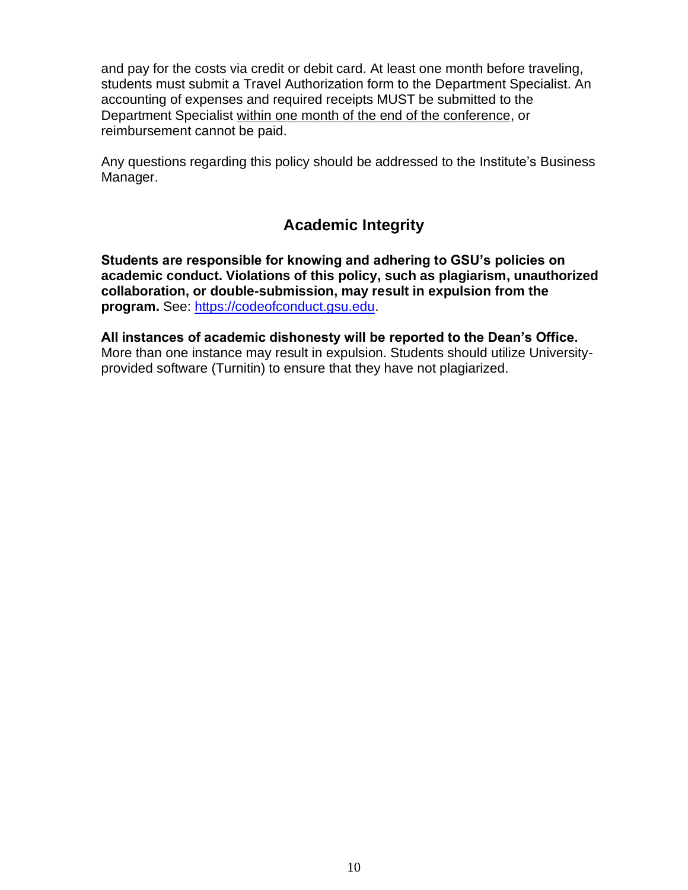and pay for the costs via credit or debit card. At least one month before traveling, students must submit a Travel Authorization form to the Department Specialist. An accounting of expenses and required receipts MUST be submitted to the Department Specialist <u>within one month of the end of the conference</u>, or reimbursement cannot be paid.

Any questions regarding this policy should be addressed to the Institute's Business Manager.

## Academic Integrity

**Students are responsible for knowing and adhering to GSU's policies on academic conduct. Violations of this policy, such as plagiarism, unauthorized collaboration, or double-submission, may result in expulsion from the program.** See: [https://codeofconduct.gsu.edu](https://codeofconduct.gsu.edu).

**All instances of academic dishonesty will be reported to the Dean's Office.** More than one instance may result in expulsion. Students should utilize University-provided software (Turnitin) to ensure that they have not plagiarized.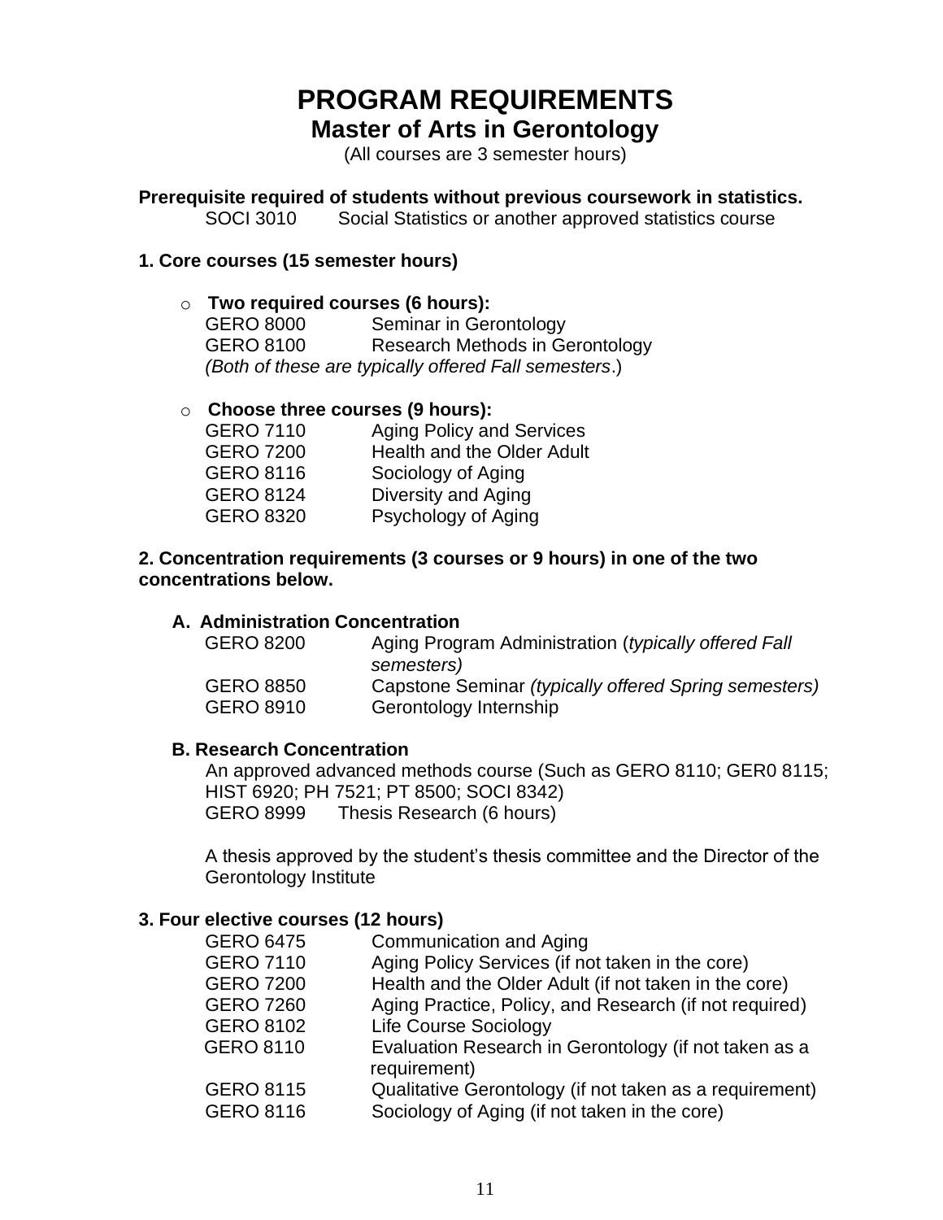# PROGRAM REQUIREMENTS

## Master of Arts in Gerontology

(All courses are 3 semester hours)

**Prerequisite required of students without previous coursework in statistics.**

SOCI 3010 Social Statistics or another approved statistics course

**1. Core courses (15 semester hours)**

- **Two required courses (6 hours):**

  GERO 8000 Seminar in Gerontology
  GERO 8100 Research Methods in Gerontology
  *(Both of these are typically offered Fall semesters*.)

- **Choose three courses (9 hours):**

  GERO 7110 Aging Policy and Services
  GERO 7200 Health and the Older Adult
  GERO 8116 Sociology of Aging
  GERO 8124 Diversity and Aging
  GERO 8320 Psychology of Aging

**2. Concentration requirements (3 courses or 9 hours) in one of the two concentrations below.**

**A. Administration Concentration**

GERO 8200 Aging Program Administration (*typically offered Fall semesters)*
GERO 8850 Capstone Seminar *(typically offered Spring semesters)*
GERO 8910 Gerontology Internship

**B. Research Concentration**

An approved advanced methods course (Such as GERO 8110; GER0 8115; HIST 6920; PH 7521; PT 8500; SOCI 8342)
GERO 8999 Thesis Research (6 hours)

A thesis approved by the student's thesis committee and the Director of the Gerontology Institute

**3. Four elective courses (12 hours)**

GERO 6475 Communication and Aging
GERO 7110 Aging Policy Services (if not taken in the core)
GERO 7200 Health and the Older Adult (if not taken in the core)
GERO 7260 Aging Practice, Policy, and Research (if not required)
GERO 8102 Life Course Sociology
GERO 8110 Evaluation Research in Gerontology (if not taken as a requirement)
GERO 8115 Qualitative Gerontology (if not taken as a requirement)
GERO 8116 Sociology of Aging (if not taken in the core)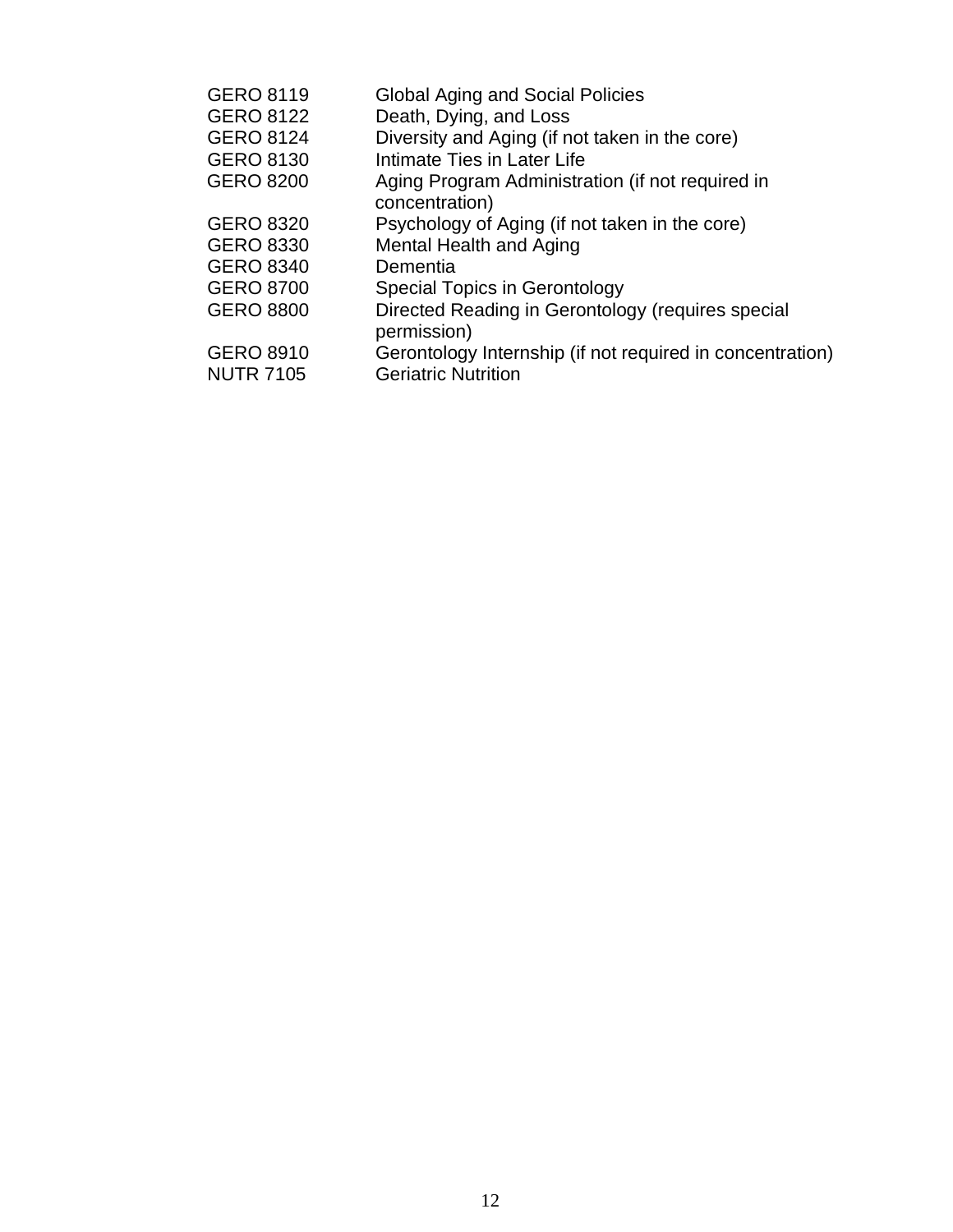| | |
|---|---|
| GERO 8119 | Global Aging and Social Policies |
| GERO 8122 | Death, Dying, and Loss |
| GERO 8124 | Diversity and Aging (if not taken in the core) |
| GERO 8130 | Intimate Ties in Later Life |
| GERO 8200 | Aging Program Administration (if not required in concentration) |
| GERO 8320 | Psychology of Aging (if not taken in the core) |
| GERO 8330 | Mental Health and Aging |
| GERO 8340 | Dementia |
| GERO 8700 | Special Topics in Gerontology |
| GERO 8800 | Directed Reading in Gerontology (requires special permission) |
| GERO 8910 | Gerontology Internship (if not required in concentration) |
| NUTR 7105 | Geriatric Nutrition |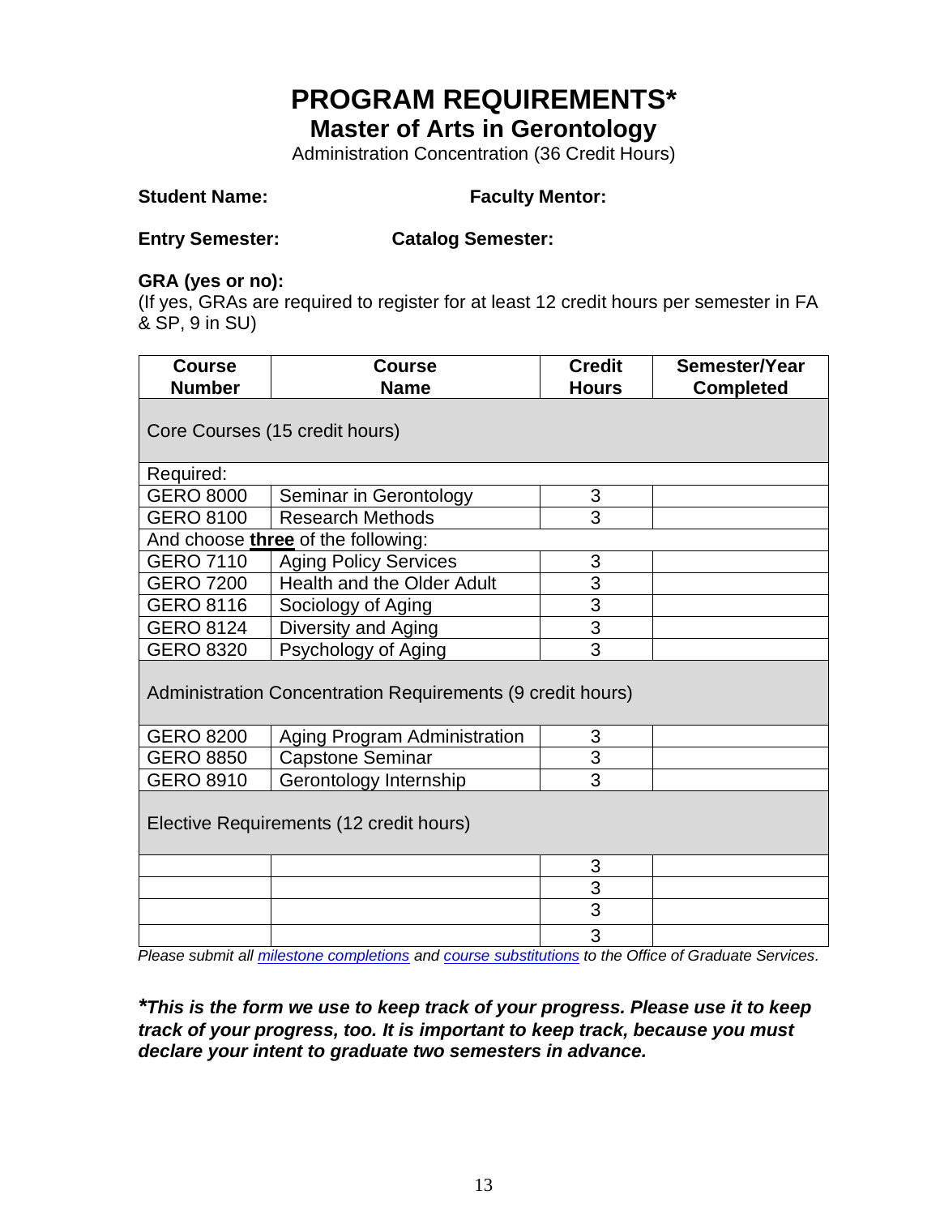# PROGRAM REQUIREMENTS*

## Master of Arts in Gerontology

Administration Concentration (36 Credit Hours)

**Student Name:** **Faculty Mentor:**

**Entry Semester:** **Catalog Semester:**

**GRA (yes or no):**
(If yes, GRAs are required to register for at least 12 credit hours per semester in FA & SP, 9 in SU)

| Course Number | Course Name | Credit Hours | Semester/Year Completed |
|---|---|---|---|
| Core Courses (15 credit hours) | | | |
| Required: | | | |
| GERO 8000 | Seminar in Gerontology | 3 | |
| GERO 8100 | Research Methods | 3 | |
| And choose **three** of the following: | | | |
| GERO 7110 | Aging Policy Services | 3 | |
| GERO 7200 | Health and the Older Adult | 3 | |
| GERO 8116 | Sociology of Aging | 3 | |
| GERO 8124 | Diversity and Aging | 3 | |
| GERO 8320 | Psychology of Aging | 3 | |
| Administration Concentration Requirements (9 credit hours) | | | |
| GERO 8200 | Aging Program Administration | 3 | |
| GERO 8850 | Capstone Seminar | 3 | |
| GERO 8910 | Gerontology Internship | 3 | |
| Elective Requirements (12 credit hours) | | | |
| | | 3 | |
| | | 3 | |
| | | 3 | |
| | | 3 | |

*Please submit all milestone completions and course substitutions to the Office of Graduate Services.*

***This is the form we use to keep track of your progress. Please use it to keep track of your progress, too. It is important to keep track, because you must declare your intent to graduate two semesters in advance.***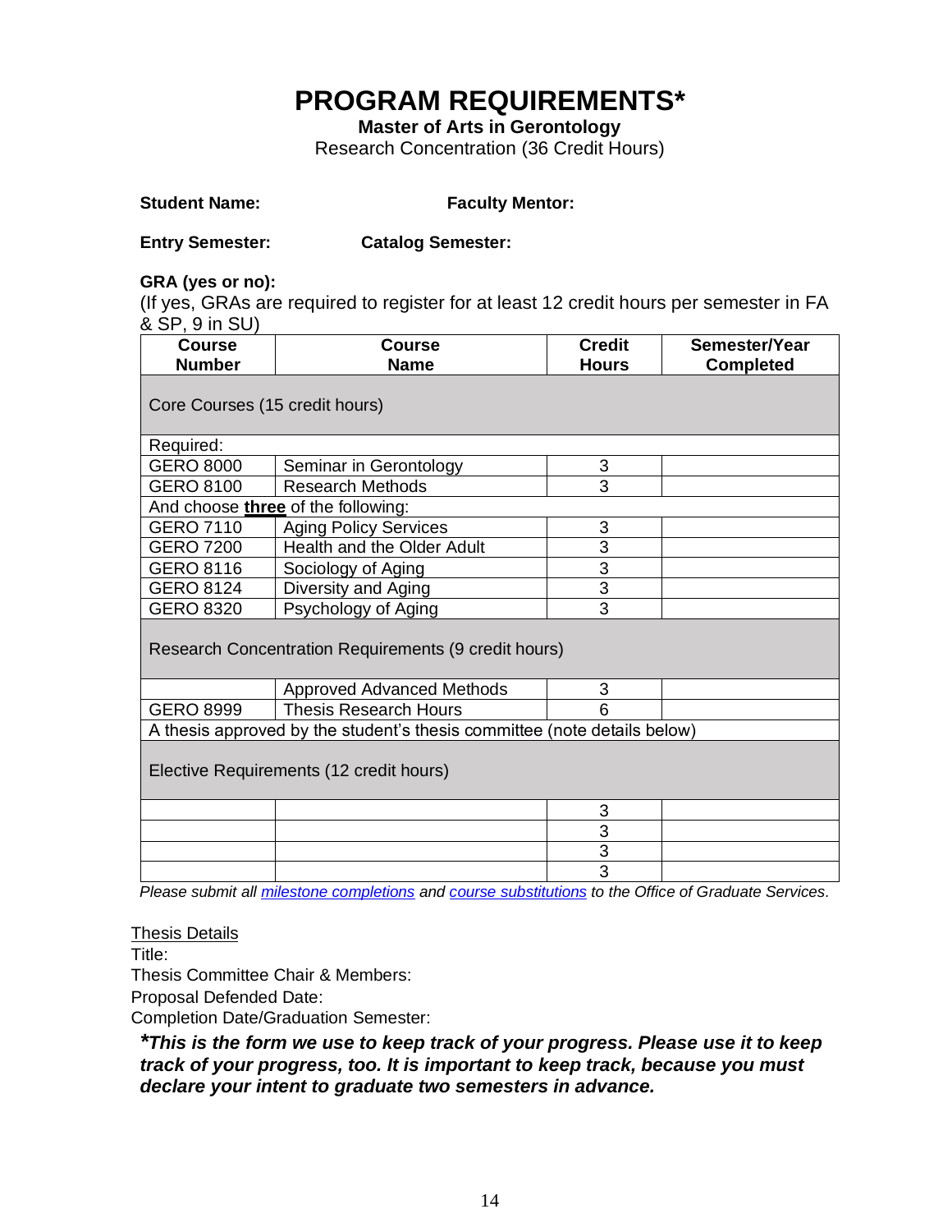# PROGRAM REQUIREMENTS*

**Master of Arts in Gerontology**

Research Concentration (36 Credit Hours)

**Student Name:** **Faculty Mentor:**

**Entry Semester:** **Catalog Semester:**

**GRA (yes or no):**

(If yes, GRAs are required to register for at least 12 credit hours per semester in FA & SP, 9 in SU)

| Course Number | Course Name | Credit Hours | Semester/Year Completed |
|---|---|---|---|
| Core Courses (15 credit hours) | | | |
| Required: | | | |
| GERO 8000 | Seminar in Gerontology | 3 | |
| GERO 8100 | Research Methods | 3 | |
| And choose **three** of the following: | | | |
| GERO 7110 | Aging Policy Services | 3 | |
| GERO 7200 | Health and the Older Adult | 3 | |
| GERO 8116 | Sociology of Aging | 3 | |
| GERO 8124 | Diversity and Aging | 3 | |
| GERO 8320 | Psychology of Aging | 3 | |
| Research Concentration Requirements (9 credit hours) | | | |
| | Approved Advanced Methods | 3 | |
| GERO 8999 | Thesis Research Hours | 6 | |
| A thesis approved by the student's thesis committee (note details below) | | | |
| Elective Requirements (12 credit hours) | | | |
| | | 3 | |
| | | 3 | |
| | | 3 | |
| | | 3 | |

*Please submit all milestone completions and course substitutions to the Office of Graduate Services.*

Thesis Details

Title:

Thesis Committee Chair & Members:

Proposal Defended Date:

Completion Date/Graduation Semester:

***This is the form we use to keep track of your progress. Please use it to keep track of your progress, too. It is important to keep track, because you must declare your intent to graduate two semesters in advance.***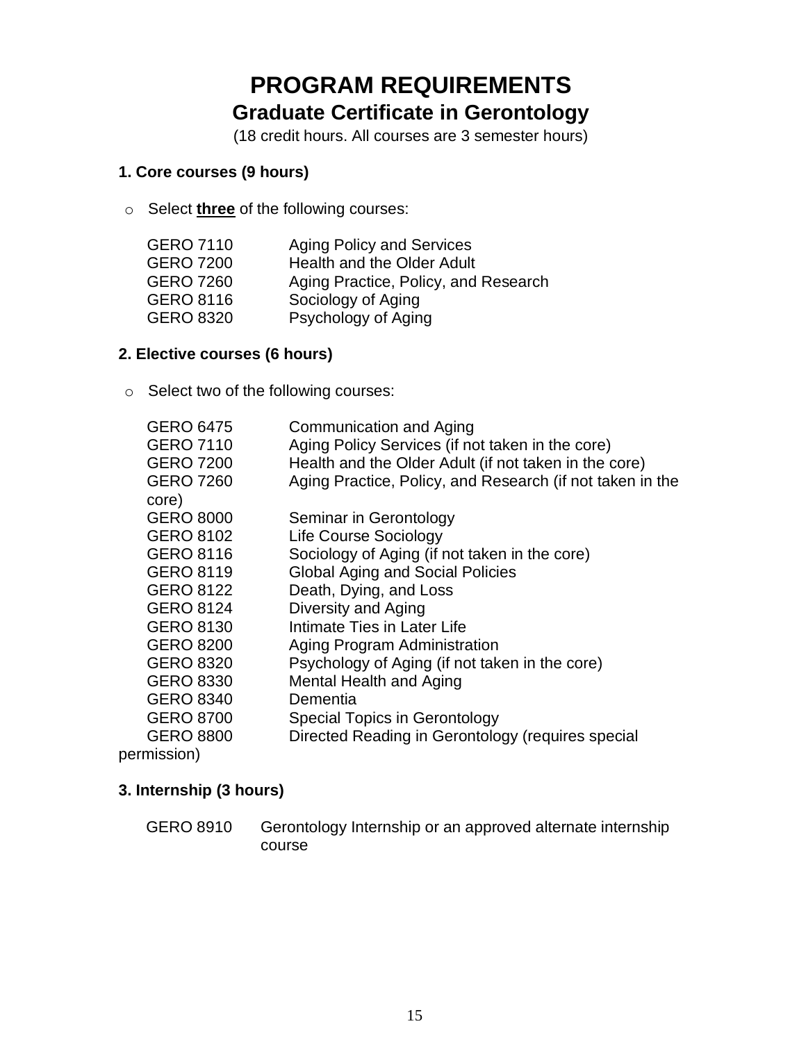# PROGRAM REQUIREMENTS

## Graduate Certificate in Gerontology

(18 credit hours. All courses are 3 semester hours)

### 1. Core courses (9 hours)

- Select **three** of the following courses:

| | |
|---|---|
| GERO 7110 | Aging Policy and Services |
| GERO 7200 | Health and the Older Adult |
| GERO 7260 | Aging Practice, Policy, and Research |
| GERO 8116 | Sociology of Aging |
| GERO 8320 | Psychology of Aging |

### 2. Elective courses (6 hours)

- Select two of the following courses:

| | |
|---|---|
| GERO 6475 | Communication and Aging |
| GERO 7110 | Aging Policy Services (if not taken in the core) |
| GERO 7200 | Health and the Older Adult (if not taken in the core) |
| GERO 7260 | Aging Practice, Policy, and Research (if not taken in the core) |
| GERO 8000 | Seminar in Gerontology |
| GERO 8102 | Life Course Sociology |
| GERO 8116 | Sociology of Aging (if not taken in the core) |
| GERO 8119 | Global Aging and Social Policies |
| GERO 8122 | Death, Dying, and Loss |
| GERO 8124 | Diversity and Aging |
| GERO 8130 | Intimate Ties in Later Life |
| GERO 8200 | Aging Program Administration |
| GERO 8320 | Psychology of Aging (if not taken in the core) |
| GERO 8330 | Mental Health and Aging |
| GERO 8340 | Dementia |
| GERO 8700 | Special Topics in Gerontology |
| GERO 8800 | Directed Reading in Gerontology (requires special permission) |

### 3. Internship (3 hours)

| | |
|---|---|
| GERO 8910 | Gerontology Internship or an approved alternate internship course |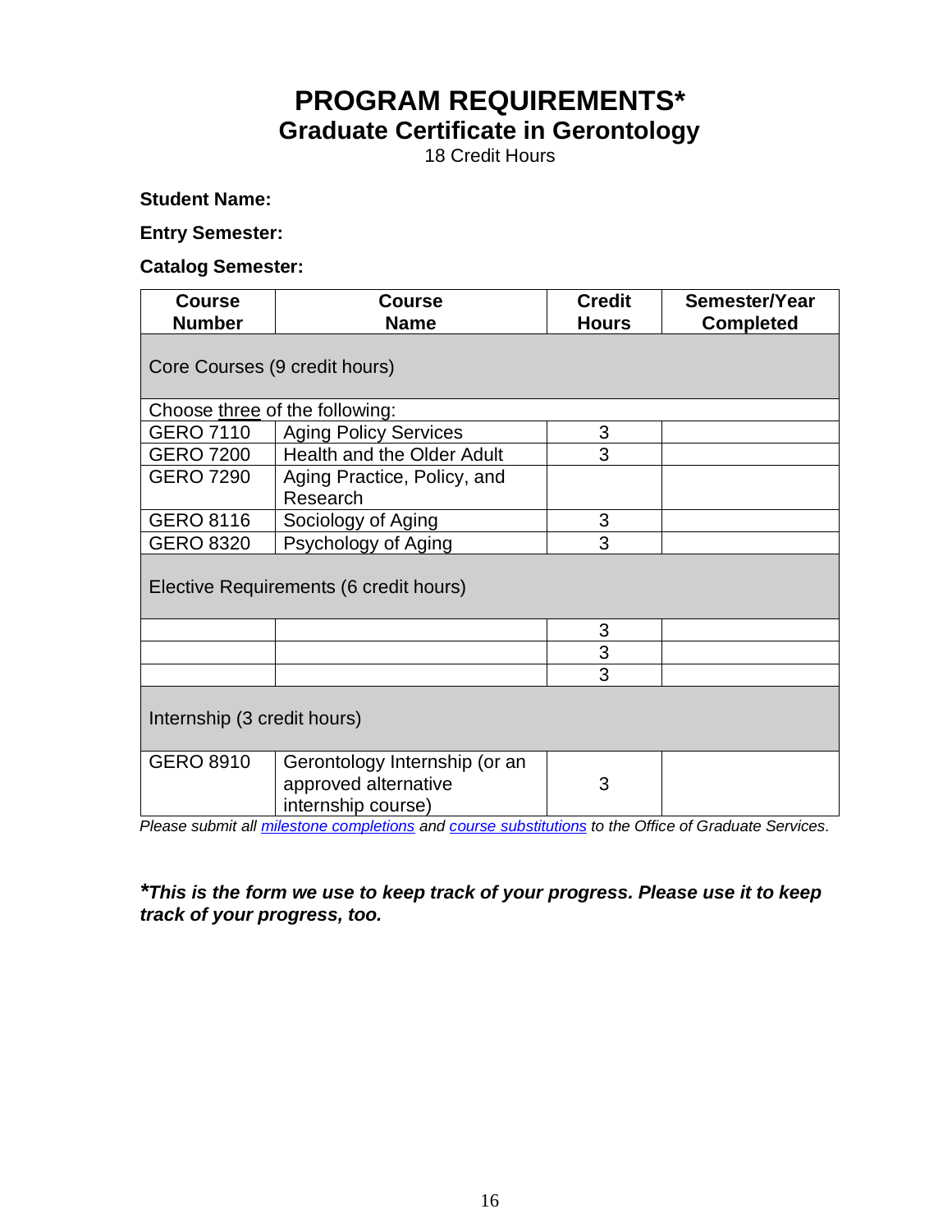# PROGRAM REQUIREMENTS*

## Graduate Certificate in Gerontology

18 Credit Hours

**Student Name:**

**Entry Semester:**

**Catalog Semester:**

| Course Number | Course Name | Credit Hours | Semester/Year Completed |
|---|---|---|---|
| Core Courses (9 credit hours) | | | |
| Choose three of the following: | | | |
| GERO 7110 | Aging Policy Services | 3 | |
| GERO 7200 | Health and the Older Adult | 3 | |
| GERO 7290 | Aging Practice, Policy, and Research | | |
| GERO 8116 | Sociology of Aging | 3 | |
| GERO 8320 | Psychology of Aging | 3 | |
| Elective Requirements (6 credit hours) | | | |
| | | 3 | |
| | | 3 | |
| | | 3 | |
| Internship (3 credit hours) | | | |
| GERO 8910 | Gerontology Internship (or an approved alternative internship course) | 3 | |

*Please submit all milestone completions and course substitutions to the Office of Graduate Services.*

***This is the form we use to keep track of your progress. Please use it to keep track of your progress, too.***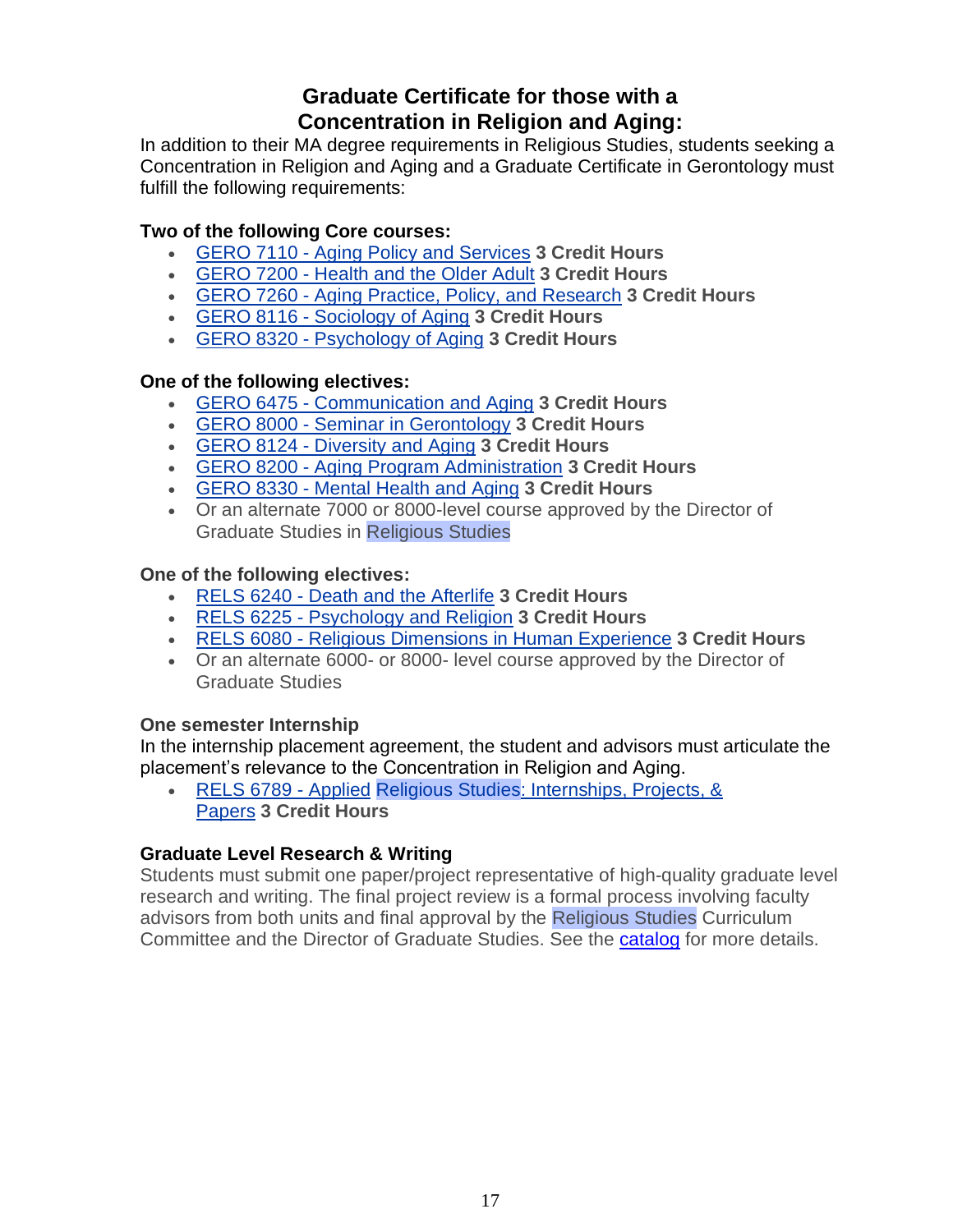## Graduate Certificate for those with a Concentration in Religion and Aging:

In addition to their MA degree requirements in Religious Studies, students seeking a Concentration in Religion and Aging and a Graduate Certificate in Gerontology must fulfill the following requirements:

**Two of the following Core courses:**

- GERO 7110 - Aging Policy and Services **3 Credit Hours**
- GERO 7200 - Health and the Older Adult **3 Credit Hours**
- GERO 7260 - Aging Practice, Policy, and Research **3 Credit Hours**
- GERO 8116 - Sociology of Aging **3 Credit Hours**
- GERO 8320 - Psychology of Aging **3 Credit Hours**

**One of the following electives:**

- GERO 6475 - Communication and Aging **3 Credit Hours**
- GERO 8000 - Seminar in Gerontology **3 Credit Hours**
- GERO 8124 - Diversity and Aging **3 Credit Hours**
- GERO 8200 - Aging Program Administration **3 Credit Hours**
- GERO 8330 - Mental Health and Aging **3 Credit Hours**
- Or an alternate 7000 or 8000-level course approved by the Director of Graduate Studies in Religious Studies

**One of the following electives:**

- RELS 6240 - Death and the Afterlife **3 Credit Hours**
- RELS 6225 - Psychology and Religion **3 Credit Hours**
- RELS 6080 - Religious Dimensions in Human Experience **3 Credit Hours**
- Or an alternate 6000- or 8000- level course approved by the Director of Graduate Studies

**One semester Internship**

In the internship placement agreement, the student and advisors must articulate the placement's relevance to the Concentration in Religion and Aging.

- RELS 6789 - Applied Religious Studies: Internships, Projects, & Papers **3 Credit Hours**

**Graduate Level Research & Writing**

Students must submit one paper/project representative of high-quality graduate level research and writing. The final project review is a formal process involving faculty advisors from both units and final approval by the Religious Studies Curriculum Committee and the Director of Graduate Studies. See the catalog for more details.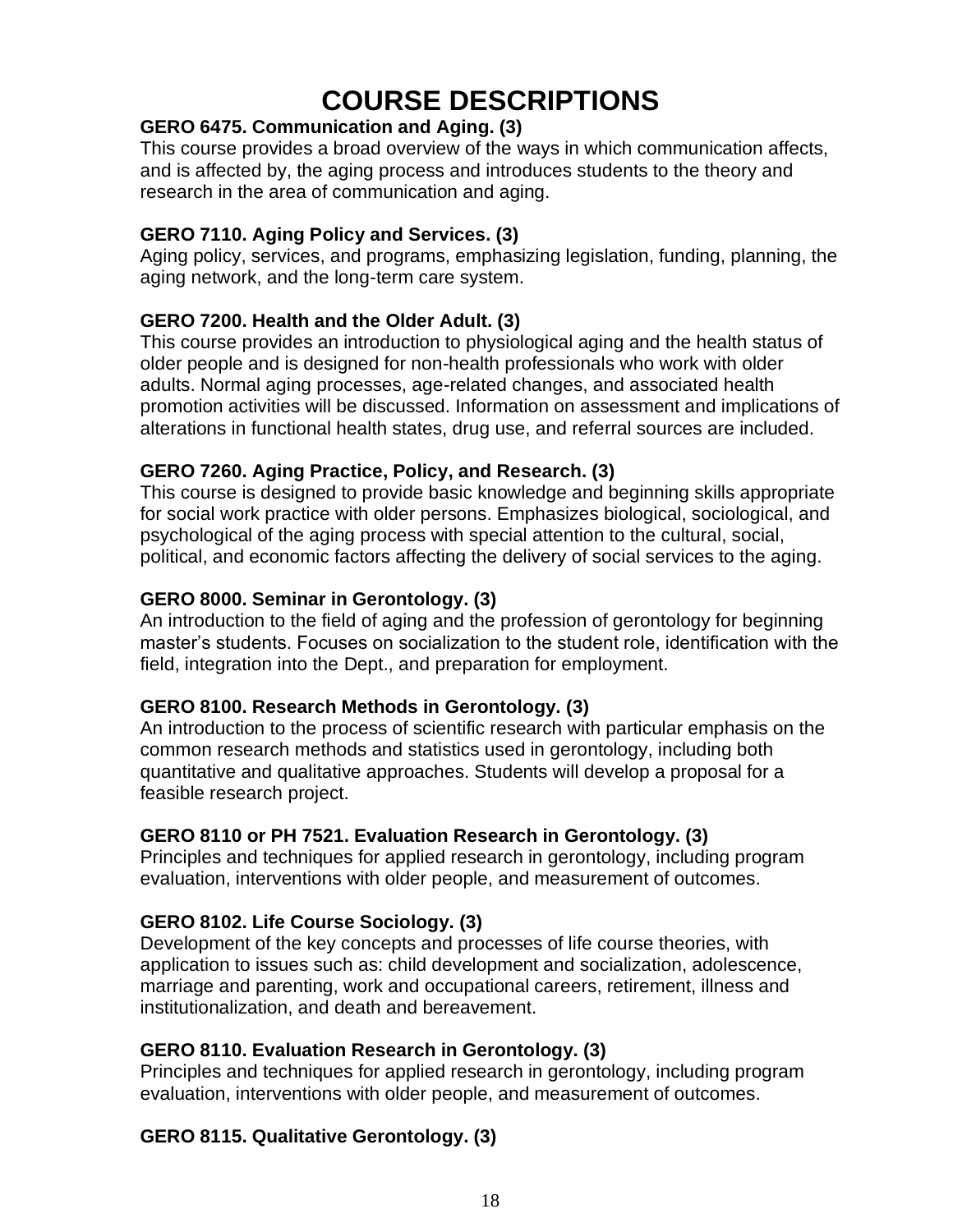# COURSE DESCRIPTIONS

**GERO 6475. Communication and Aging. (3)**
This course provides a broad overview of the ways in which communication affects, and is affected by, the aging process and introduces students to the theory and research in the area of communication and aging.

**GERO 7110. Aging Policy and Services. (3)**
Aging policy, services, and programs, emphasizing legislation, funding, planning, the aging network, and the long-term care system.

**GERO 7200. Health and the Older Adult. (3)**
This course provides an introduction to physiological aging and the health status of older people and is designed for non-health professionals who work with older adults. Normal aging processes, age-related changes, and associated health promotion activities will be discussed. Information on assessment and implications of alterations in functional health states, drug use, and referral sources are included.

**GERO 7260. Aging Practice, Policy, and Research. (3)**
This course is designed to provide basic knowledge and beginning skills appropriate for social work practice with older persons. Emphasizes biological, sociological, and psychological of the aging process with special attention to the cultural, social, political, and economic factors affecting the delivery of social services to the aging.

**GERO 8000. Seminar in Gerontology. (3)**
An introduction to the field of aging and the profession of gerontology for beginning master's students. Focuses on socialization to the student role, identification with the field, integration into the Dept., and preparation for employment.

**GERO 8100. Research Methods in Gerontology. (3)**
An introduction to the process of scientific research with particular emphasis on the common research methods and statistics used in gerontology, including both quantitative and qualitative approaches. Students will develop a proposal for a feasible research project.

**GERO 8110 or PH 7521. Evaluation Research in Gerontology. (3)**
Principles and techniques for applied research in gerontology, including program evaluation, interventions with older people, and measurement of outcomes.

**GERO 8102. Life Course Sociology. (3)**
Development of the key concepts and processes of life course theories, with application to issues such as: child development and socialization, adolescence, marriage and parenting, work and occupational careers, retirement, illness and institutionalization, and death and bereavement.

**GERO 8110. Evaluation Research in Gerontology. (3)**
Principles and techniques for applied research in gerontology, including program evaluation, interventions with older people, and measurement of outcomes.

**GERO 8115. Qualitative Gerontology. (3)**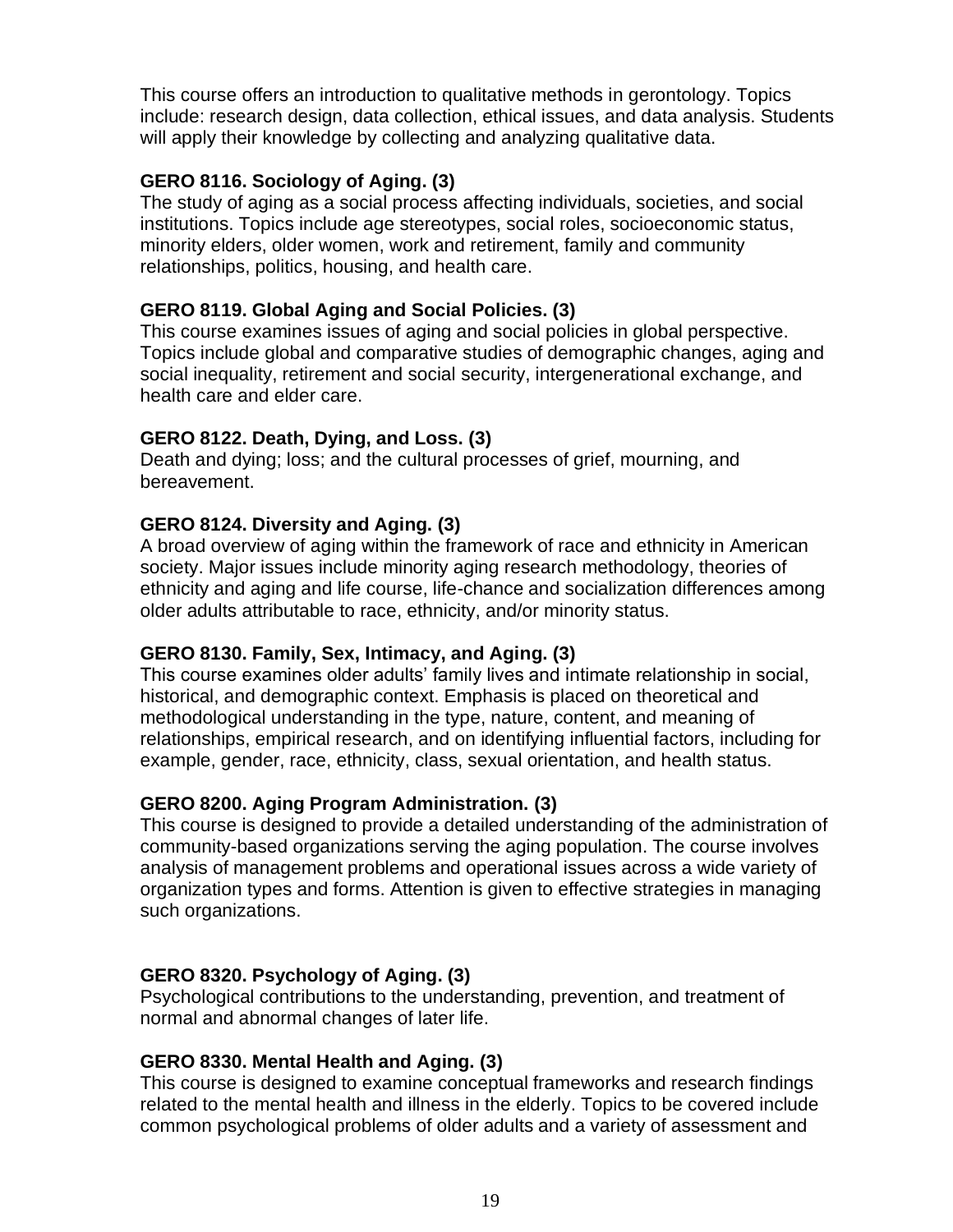This course offers an introduction to qualitative methods in gerontology. Topics include: research design, data collection, ethical issues, and data analysis. Students will apply their knowledge by collecting and analyzing qualitative data.

**GERO 8116. Sociology of Aging. (3)**
The study of aging as a social process affecting individuals, societies, and social institutions. Topics include age stereotypes, social roles, socioeconomic status, minority elders, older women, work and retirement, family and community relationships, politics, housing, and health care.

**GERO 8119. Global Aging and Social Policies. (3)**
This course examines issues of aging and social policies in global perspective. Topics include global and comparative studies of demographic changes, aging and social inequality, retirement and social security, intergenerational exchange, and health care and elder care.

**GERO 8122. Death, Dying, and Loss. (3)**
Death and dying; loss; and the cultural processes of grief, mourning, and bereavement.

**GERO 8124. Diversity and Aging. (3)**
A broad overview of aging within the framework of race and ethnicity in American society. Major issues include minority aging research methodology, theories of ethnicity and aging and life course, life-chance and socialization differences among older adults attributable to race, ethnicity, and/or minority status.

**GERO 8130. Family, Sex, Intimacy, and Aging. (3)**
This course examines older adults' family lives and intimate relationship in social, historical, and demographic context. Emphasis is placed on theoretical and methodological understanding in the type, nature, content, and meaning of relationships, empirical research, and on identifying influential factors, including for example, gender, race, ethnicity, class, sexual orientation, and health status.

**GERO 8200. Aging Program Administration. (3)**
This course is designed to provide a detailed understanding of the administration of community-based organizations serving the aging population. The course involves analysis of management problems and operational issues across a wide variety of organization types and forms. Attention is given to effective strategies in managing such organizations.

**GERO 8320. Psychology of Aging. (3)**
Psychological contributions to the understanding, prevention, and treatment of normal and abnormal changes of later life.

**GERO 8330. Mental Health and Aging. (3)**
This course is designed to examine conceptual frameworks and research findings related to the mental health and illness in the elderly. Topics to be covered include common psychological problems of older adults and a variety of assessment and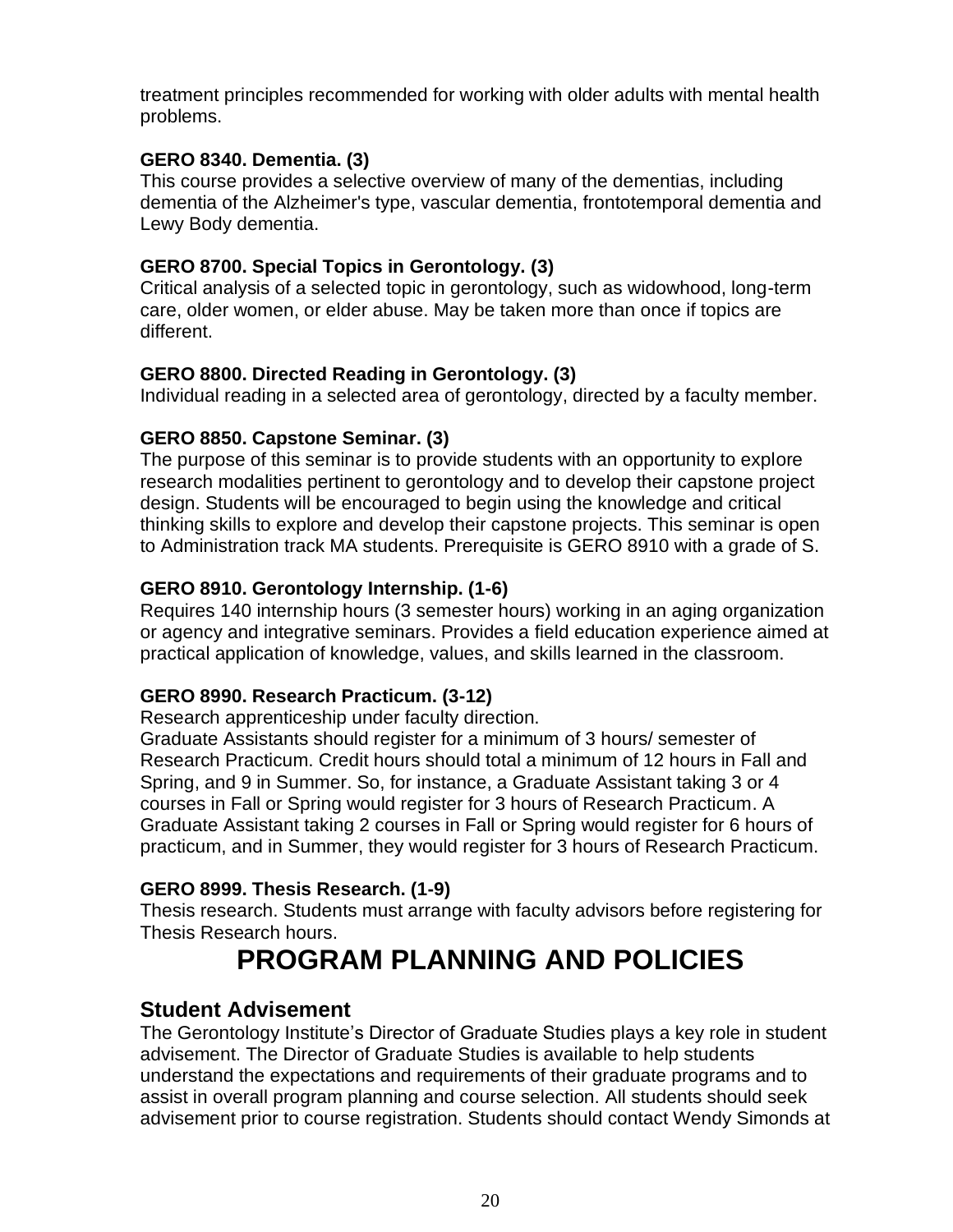treatment principles recommended for working with older adults with mental health problems.

**GERO 8340. Dementia. (3)**
This course provides a selective overview of many of the dementias, including dementia of the Alzheimer's type, vascular dementia, frontotemporal dementia and Lewy Body dementia.

**GERO 8700. Special Topics in Gerontology. (3)**
Critical analysis of a selected topic in gerontology, such as widowhood, long-term care, older women, or elder abuse. May be taken more than once if topics are different.

**GERO 8800. Directed Reading in Gerontology. (3)**
Individual reading in a selected area of gerontology, directed by a faculty member.

**GERO 8850. Capstone Seminar. (3)**
The purpose of this seminar is to provide students with an opportunity to explore research modalities pertinent to gerontology and to develop their capstone project design. Students will be encouraged to begin using the knowledge and critical thinking skills to explore and develop their capstone projects. This seminar is open to Administration track MA students. Prerequisite is GERO 8910 with a grade of S.

**GERO 8910. Gerontology Internship. (1-6)**
Requires 140 internship hours (3 semester hours) working in an aging organization or agency and integrative seminars. Provides a field education experience aimed at practical application of knowledge, values, and skills learned in the classroom.

**GERO 8990. Research Practicum. (3-12)**
Research apprenticeship under faculty direction.
Graduate Assistants should register for a minimum of 3 hours/ semester of Research Practicum. Credit hours should total a minimum of 12 hours in Fall and Spring, and 9 in Summer. So, for instance, a Graduate Assistant taking 3 or 4 courses in Fall or Spring would register for 3 hours of Research Practicum. A Graduate Assistant taking 2 courses in Fall or Spring would register for 6 hours of practicum, and in Summer, they would register for 3 hours of Research Practicum.

**GERO 8999. Thesis Research. (1-9)**
Thesis research. Students must arrange with faculty advisors before registering for Thesis Research hours.

# PROGRAM PLANNING AND POLICIES

## Student Advisement

The Gerontology Institute's Director of Graduate Studies plays a key role in student advisement. The Director of Graduate Studies is available to help students understand the expectations and requirements of their graduate programs and to assist in overall program planning and course selection. All students should seek advisement prior to course registration. Students should contact Wendy Simonds at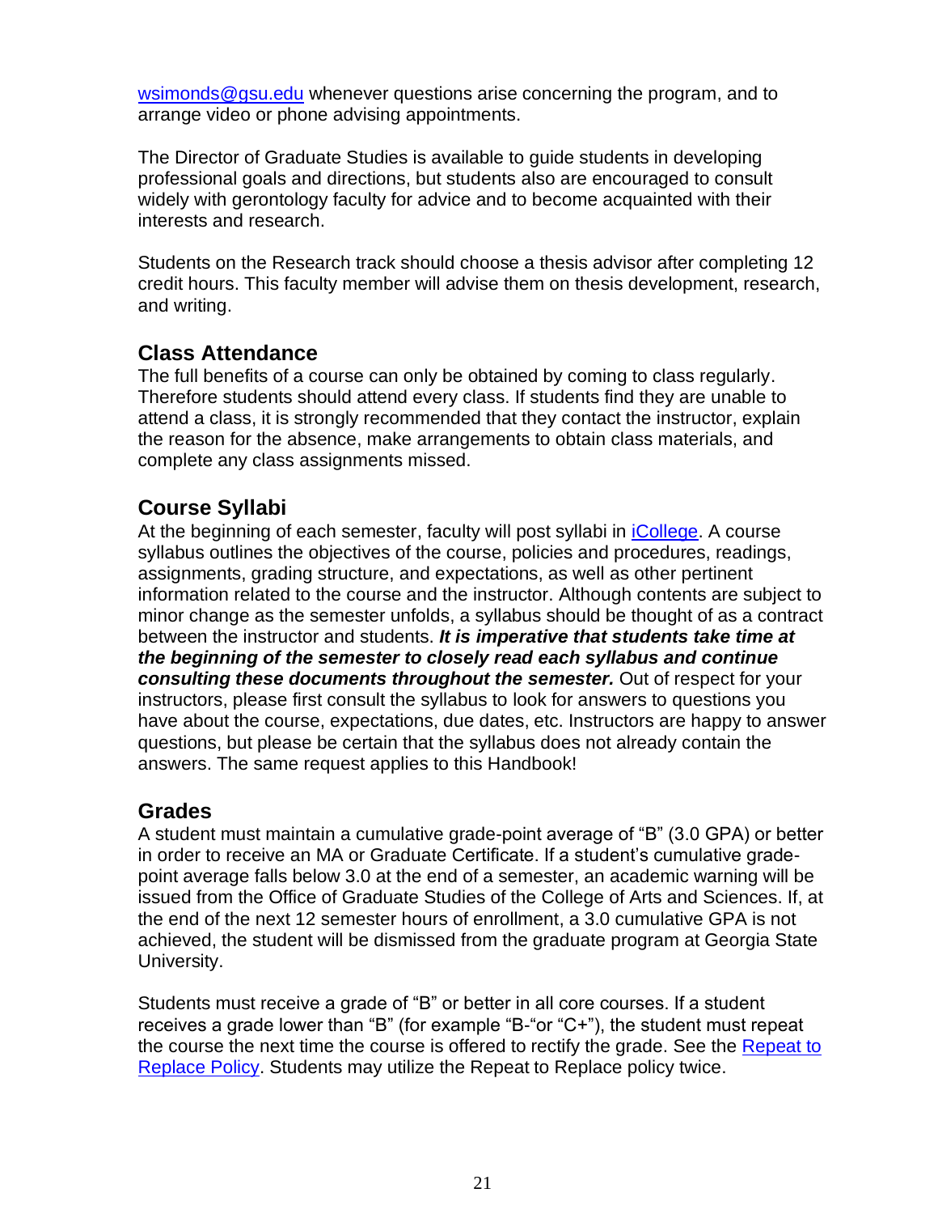[wsimonds@gsu.edu](mailto:wsimonds@gsu.edu) whenever questions arise concerning the program, and to arrange video or phone advising appointments.

The Director of Graduate Studies is available to guide students in developing professional goals and directions, but students also are encouraged to consult widely with gerontology faculty for advice and to become acquainted with their interests and research.

Students on the Research track should choose a thesis advisor after completing 12 credit hours. This faculty member will advise them on thesis development, research, and writing.

## Class Attendance

The full benefits of a course can only be obtained by coming to class regularly. Therefore students should attend every class. If students find they are unable to attend a class, it is strongly recommended that they contact the instructor, explain the reason for the absence, make arrangements to obtain class materials, and complete any class assignments missed.

## Course Syllabi

At the beginning of each semester, faculty will post syllabi in [iCollege](). A course syllabus outlines the objectives of the course, policies and procedures, readings, assignments, grading structure, and expectations, as well as other pertinent information related to the course and the instructor. Although contents are subject to minor change as the semester unfolds, a syllabus should be thought of as a contract between the instructor and students. ***It is imperative that students take time at the beginning of the semester to closely read each syllabus and continue consulting these documents throughout the semester.*** Out of respect for your instructors, please first consult the syllabus to look for answers to questions you have about the course, expectations, due dates, etc. Instructors are happy to answer questions, but please be certain that the syllabus does not already contain the answers. The same request applies to this Handbook!

## Grades

A student must maintain a cumulative grade-point average of "B" (3.0 GPA) or better in order to receive an MA or Graduate Certificate. If a student's cumulative grade-point average falls below 3.0 at the end of a semester, an academic warning will be issued from the Office of Graduate Studies of the College of Arts and Sciences. If, at the end of the next 12 semester hours of enrollment, a 3.0 cumulative GPA is not achieved, the student will be dismissed from the graduate program at Georgia State University.

Students must receive a grade of "B" or better in all core courses. If a student receives a grade lower than "B" (for example "B-"or "C+"), the student must repeat the course the next time the course is offered to rectify the grade. See the [Repeat to Replace Policy](). Students may utilize the Repeat to Replace policy twice.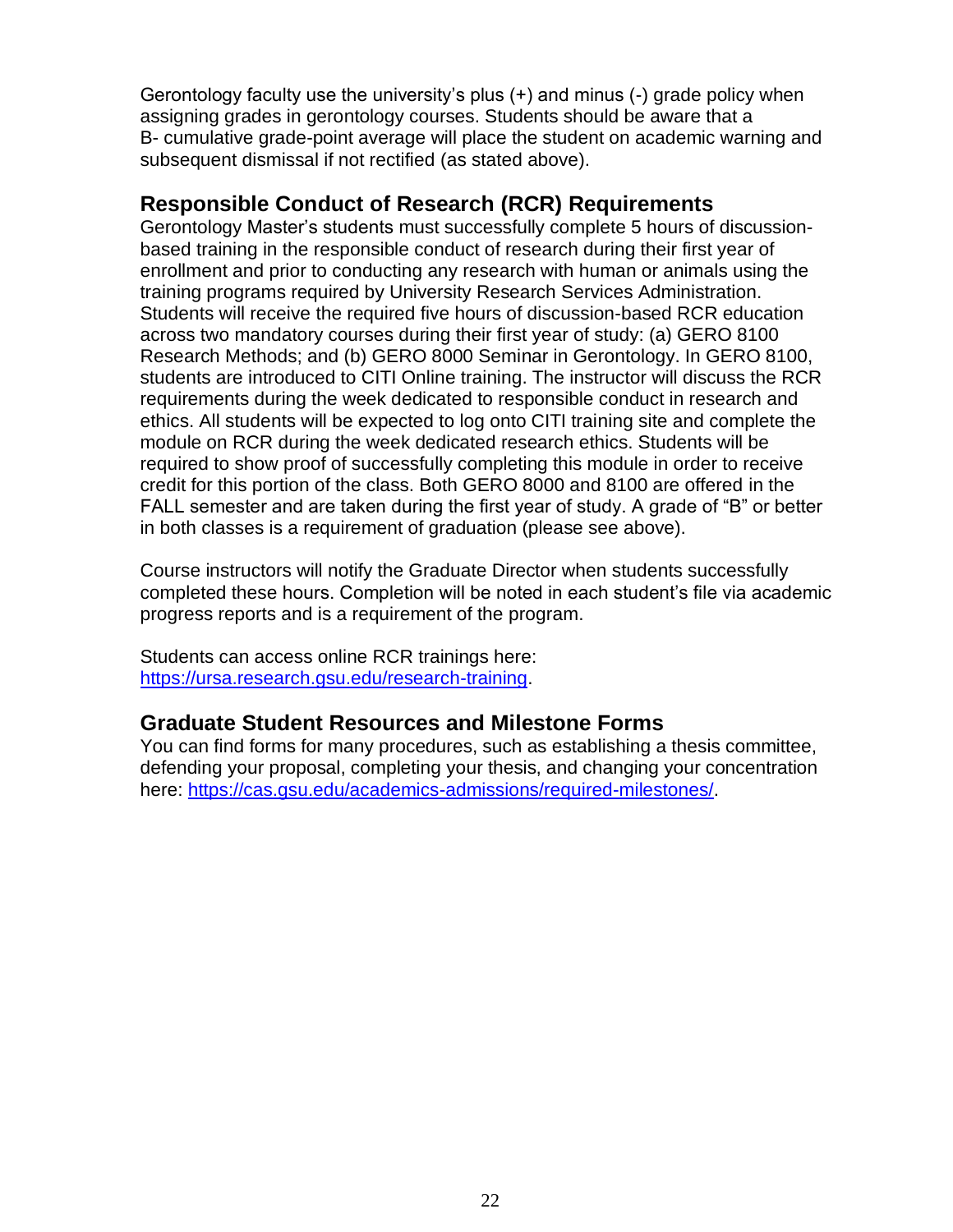Gerontology faculty use the university's plus (+) and minus (-) grade policy when assigning grades in gerontology courses. Students should be aware that a B- cumulative grade-point average will place the student on academic warning and subsequent dismissal if not rectified (as stated above).

## Responsible Conduct of Research (RCR) Requirements

Gerontology Master's students must successfully complete 5 hours of discussion-based training in the responsible conduct of research during their first year of enrollment and prior to conducting any research with human or animals using the training programs required by University Research Services Administration. Students will receive the required five hours of discussion-based RCR education across two mandatory courses during their first year of study: (a) GERO 8100 Research Methods; and (b) GERO 8000 Seminar in Gerontology. In GERO 8100, students are introduced to CITI Online training. The instructor will discuss the RCR requirements during the week dedicated to responsible conduct in research and ethics. All students will be expected to log onto CITI training site and complete the module on RCR during the week dedicated research ethics. Students will be required to show proof of successfully completing this module in order to receive credit for this portion of the class. Both GERO 8000 and 8100 are offered in the FALL semester and are taken during the first year of study. A grade of "B" or better in both classes is a requirement of graduation (please see above).

Course instructors will notify the Graduate Director when students successfully completed these hours. Completion will be noted in each student's file via academic progress reports and is a requirement of the program.

Students can access online RCR trainings here: [https://ursa.research.gsu.edu/research-training](https://ursa.research.gsu.edu/research-training).

## Graduate Student Resources and Milestone Forms

You can find forms for many procedures, such as establishing a thesis committee, defending your proposal, completing your thesis, and changing your concentration here: [https://cas.gsu.edu/academics-admissions/required-milestones/](https://cas.gsu.edu/academics-admissions/required-milestones/).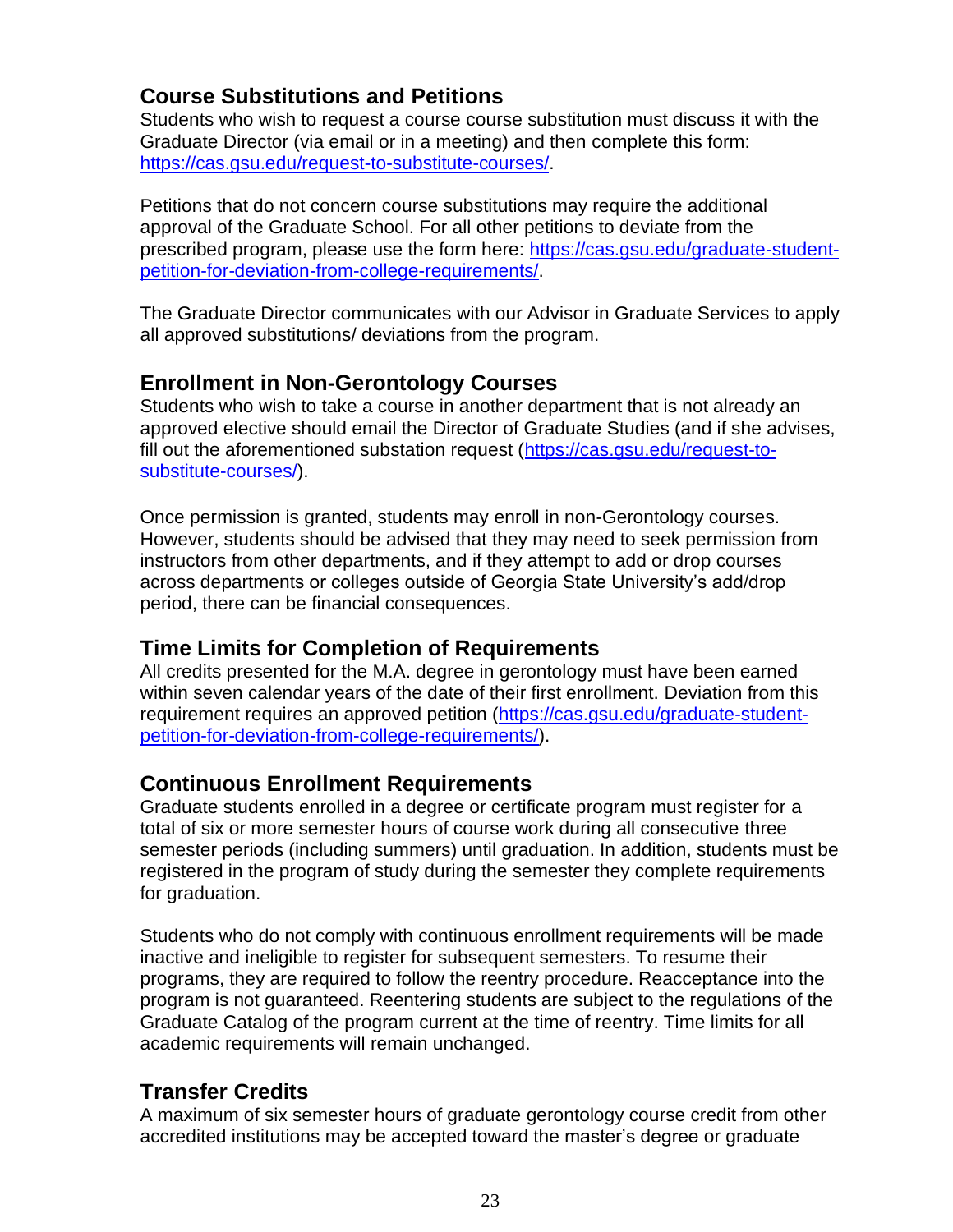## Course Substitutions and Petitions

Students who wish to request a course course substitution must discuss it with the Graduate Director (via email or in a meeting) and then complete this form: https://cas.gsu.edu/request-to-substitute-courses/.

Petitions that do not concern course substitutions may require the additional approval of the Graduate School. For all other petitions to deviate from the prescribed program, please use the form here: https://cas.gsu.edu/graduate-student-petition-for-deviation-from-college-requirements/.

The Graduate Director communicates with our Advisor in Graduate Services to apply all approved substitutions/ deviations from the program.

## Enrollment in Non-Gerontology Courses

Students who wish to take a course in another department that is not already an approved elective should email the Director of Graduate Studies (and if she advises, fill out the aforementioned substation request (https://cas.gsu.edu/request-to-substitute-courses/).

Once permission is granted, students may enroll in non-Gerontology courses. However, students should be advised that they may need to seek permission from instructors from other departments, and if they attempt to add or drop courses across departments or colleges outside of Georgia State University's add/drop period, there can be financial consequences.

## Time Limits for Completion of Requirements

All credits presented for the M.A. degree in gerontology must have been earned within seven calendar years of the date of their first enrollment. Deviation from this requirement requires an approved petition (https://cas.gsu.edu/graduate-student-petition-for-deviation-from-college-requirements/).

## Continuous Enrollment Requirements

Graduate students enrolled in a degree or certificate program must register for a total of six or more semester hours of course work during all consecutive three semester periods (including summers) until graduation. In addition, students must be registered in the program of study during the semester they complete requirements for graduation.

Students who do not comply with continuous enrollment requirements will be made inactive and ineligible to register for subsequent semesters. To resume their programs, they are required to follow the reentry procedure. Reacceptance into the program is not guaranteed. Reentering students are subject to the regulations of the Graduate Catalog of the program current at the time of reentry. Time limits for all academic requirements will remain unchanged.

## Transfer Credits

A maximum of six semester hours of graduate gerontology course credit from other accredited institutions may be accepted toward the master's degree or graduate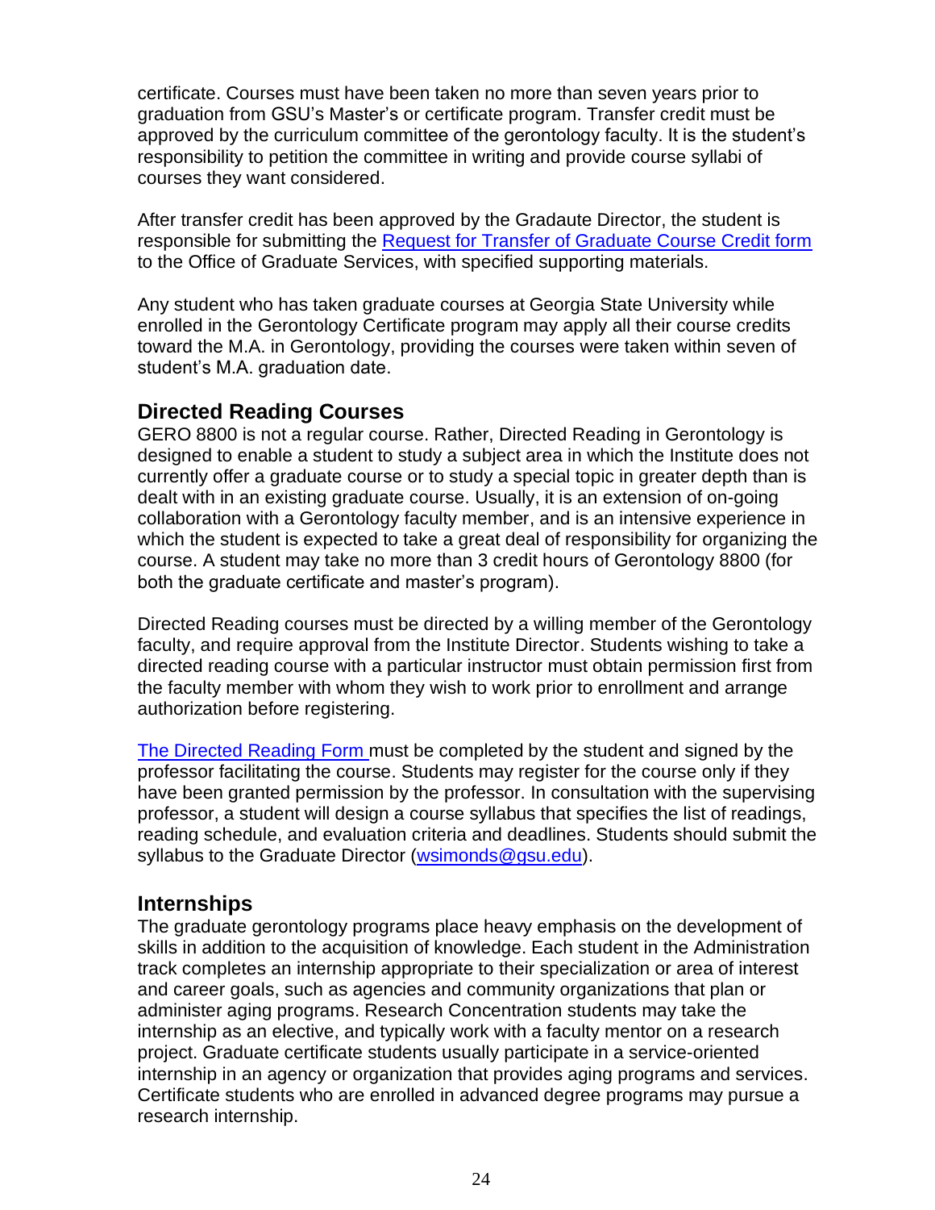certificate. Courses must have been taken no more than seven years prior to graduation from GSU's Master's or certificate program. Transfer credit must be approved by the curriculum committee of the gerontology faculty. It is the student's responsibility to petition the committee in writing and provide course syllabi of courses they want considered.

After transfer credit has been approved by the Gradaute Director, the student is responsible for submitting the [Request for Transfer of Graduate Course Credit form](#) to the Office of Graduate Services, with specified supporting materials.

Any student who has taken graduate courses at Georgia State University while enrolled in the Gerontology Certificate program may apply all their course credits toward the M.A. in Gerontology, providing the courses were taken within seven of student's M.A. graduation date.

## Directed Reading Courses

GERO 8800 is not a regular course. Rather, Directed Reading in Gerontology is designed to enable a student to study a subject area in which the Institute does not currently offer a graduate course or to study a special topic in greater depth than is dealt with in an existing graduate course. Usually, it is an extension of on-going collaboration with a Gerontology faculty member, and is an intensive experience in which the student is expected to take a great deal of responsibility for organizing the course. A student may take no more than 3 credit hours of Gerontology 8800 (for both the graduate certificate and master's program).

Directed Reading courses must be directed by a willing member of the Gerontology faculty, and require approval from the Institute Director. Students wishing to take a directed reading course with a particular instructor must obtain permission first from the faculty member with whom they wish to work prior to enrollment and arrange authorization before registering.

[The Directed Reading Form](#) must be completed by the student and signed by the professor facilitating the course. Students may register for the course only if they have been granted permission by the professor. In consultation with the supervising professor, a student will design a course syllabus that specifies the list of readings, reading schedule, and evaluation criteria and deadlines. Students should submit the syllabus to the Graduate Director (wsimonds@gsu.edu).

## Internships

The graduate gerontology programs place heavy emphasis on the development of skills in addition to the acquisition of knowledge. Each student in the Administration track completes an internship appropriate to their specialization or area of interest and career goals, such as agencies and community organizations that plan or administer aging programs. Research Concentration students may take the internship as an elective, and typically work with a faculty mentor on a research project. Graduate certificate students usually participate in a service-oriented internship in an agency or organization that provides aging programs and services. Certificate students who are enrolled in advanced degree programs may pursue a research internship.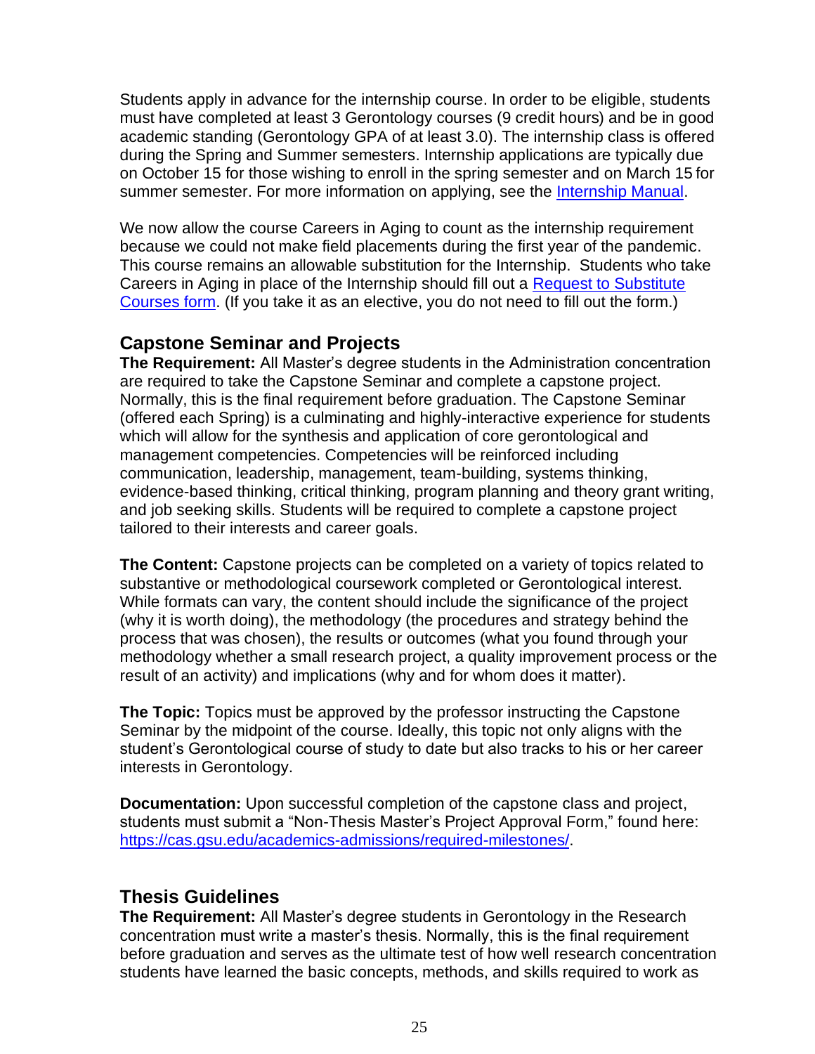Students apply in advance for the internship course. In order to be eligible, students must have completed at least 3 Gerontology courses (9 credit hours) and be in good academic standing (Gerontology GPA of at least 3.0). The internship class is offered during the Spring and Summer semesters. Internship applications are typically due on October 15 for those wishing to enroll in the spring semester and on March 15 for summer semester. For more information on applying, see the [Internship Manual]().

We now allow the course Careers in Aging to count as the internship requirement because we could not make field placements during the first year of the pandemic. This course remains an allowable substitution for the Internship. Students who take Careers in Aging in place of the Internship should fill out a [Request to Substitute Courses form](). (If you take it as an elective, you do not need to fill out the form.)

## Capstone Seminar and Projects

**The Requirement:** All Master's degree students in the Administration concentration are required to take the Capstone Seminar and complete a capstone project. Normally, this is the final requirement before graduation. The Capstone Seminar (offered each Spring) is a culminating and highly-interactive experience for students which will allow for the synthesis and application of core gerontological and management competencies. Competencies will be reinforced including communication, leadership, management, team-building, systems thinking, evidence-based thinking, critical thinking, program planning and theory grant writing, and job seeking skills. Students will be required to complete a capstone project tailored to their interests and career goals.

**The Content:** Capstone projects can be completed on a variety of topics related to substantive or methodological coursework completed or Gerontological interest. While formats can vary, the content should include the significance of the project (why it is worth doing), the methodology (the procedures and strategy behind the process that was chosen), the results or outcomes (what you found through your methodology whether a small research project, a quality improvement process or the result of an activity) and implications (why and for whom does it matter).

**The Topic:** Topics must be approved by the professor instructing the Capstone Seminar by the midpoint of the course. Ideally, this topic not only aligns with the student's Gerontological course of study to date but also tracks to his or her career interests in Gerontology.

**Documentation:** Upon successful completion of the capstone class and project, students must submit a "Non-Thesis Master's Project Approval Form," found here: [https://cas.gsu.edu/academics-admissions/required-milestones/](https://cas.gsu.edu/academics-admissions/required-milestones/).

## Thesis Guidelines

**The Requirement:** All Master's degree students in Gerontology in the Research concentration must write a master's thesis. Normally, this is the final requirement before graduation and serves as the ultimate test of how well research concentration students have learned the basic concepts, methods, and skills required to work as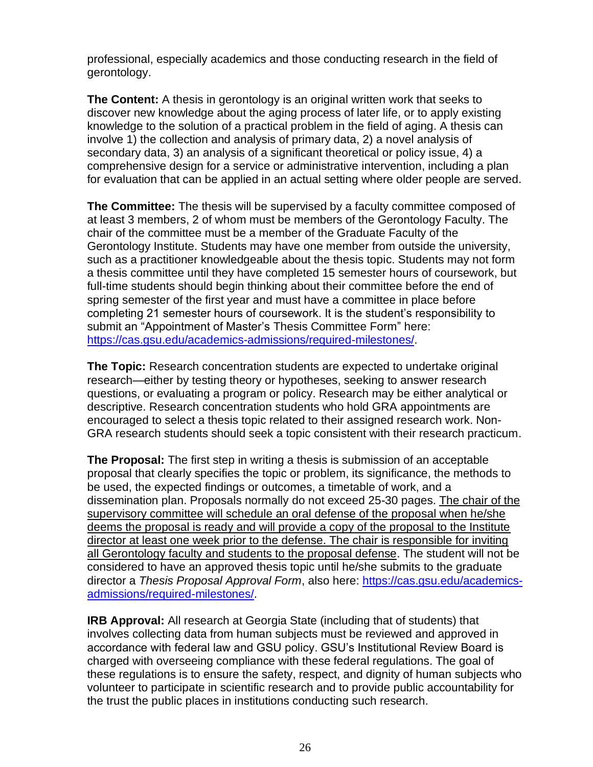professional, especially academics and those conducting research in the field of gerontology.

**The Content:** A thesis in gerontology is an original written work that seeks to discover new knowledge about the aging process of later life, or to apply existing knowledge to the solution of a practical problem in the field of aging. A thesis can involve 1) the collection and analysis of primary data, 2) a novel analysis of secondary data, 3) an analysis of a significant theoretical or policy issue, 4) a comprehensive design for a service or administrative intervention, including a plan for evaluation that can be applied in an actual setting where older people are served.

**The Committee:** The thesis will be supervised by a faculty committee composed of at least 3 members, 2 of whom must be members of the Gerontology Faculty. The chair of the committee must be a member of the Graduate Faculty of the Gerontology Institute. Students may have one member from outside the university, such as a practitioner knowledgeable about the thesis topic. Students may not form a thesis committee until they have completed 15 semester hours of coursework, but full-time students should begin thinking about their committee before the end of spring semester of the first year and must have a committee in place before completing 21 semester hours of coursework. It is the student's responsibility to submit an "Appointment of Master's Thesis Committee Form" here: https://cas.gsu.edu/academics-admissions/required-milestones/.

**The Topic:** Research concentration students are expected to undertake original research—either by testing theory or hypotheses, seeking to answer research questions, or evaluating a program or policy. Research may be either analytical or descriptive. Research concentration students who hold GRA appointments are encouraged to select a thesis topic related to their assigned research work. Non-GRA research students should seek a topic consistent with their research practicum.

**The Proposal:** The first step in writing a thesis is submission of an acceptable proposal that clearly specifies the topic or problem, its significance, the methods to be used, the expected findings or outcomes, a timetable of work, and a dissemination plan. Proposals normally do not exceed 25-30 pages. The chair of the supervisory committee will schedule an oral defense of the proposal when he/she deems the proposal is ready and will provide a copy of the proposal to the Institute director at least one week prior to the defense. The chair is responsible for inviting all Gerontology faculty and students to the proposal defense. The student will not be considered to have an approved thesis topic until he/she submits to the graduate director a *Thesis Proposal Approval Form*, also here: https://cas.gsu.edu/academics-admissions/required-milestones/.

**IRB Approval:** All research at Georgia State (including that of students) that involves collecting data from human subjects must be reviewed and approved in accordance with federal law and GSU policy. GSU's Institutional Review Board is charged with overseeing compliance with these federal regulations. The goal of these regulations is to ensure the safety, respect, and dignity of human subjects who volunteer to participate in scientific research and to provide public accountability for the trust the public places in institutions conducting such research.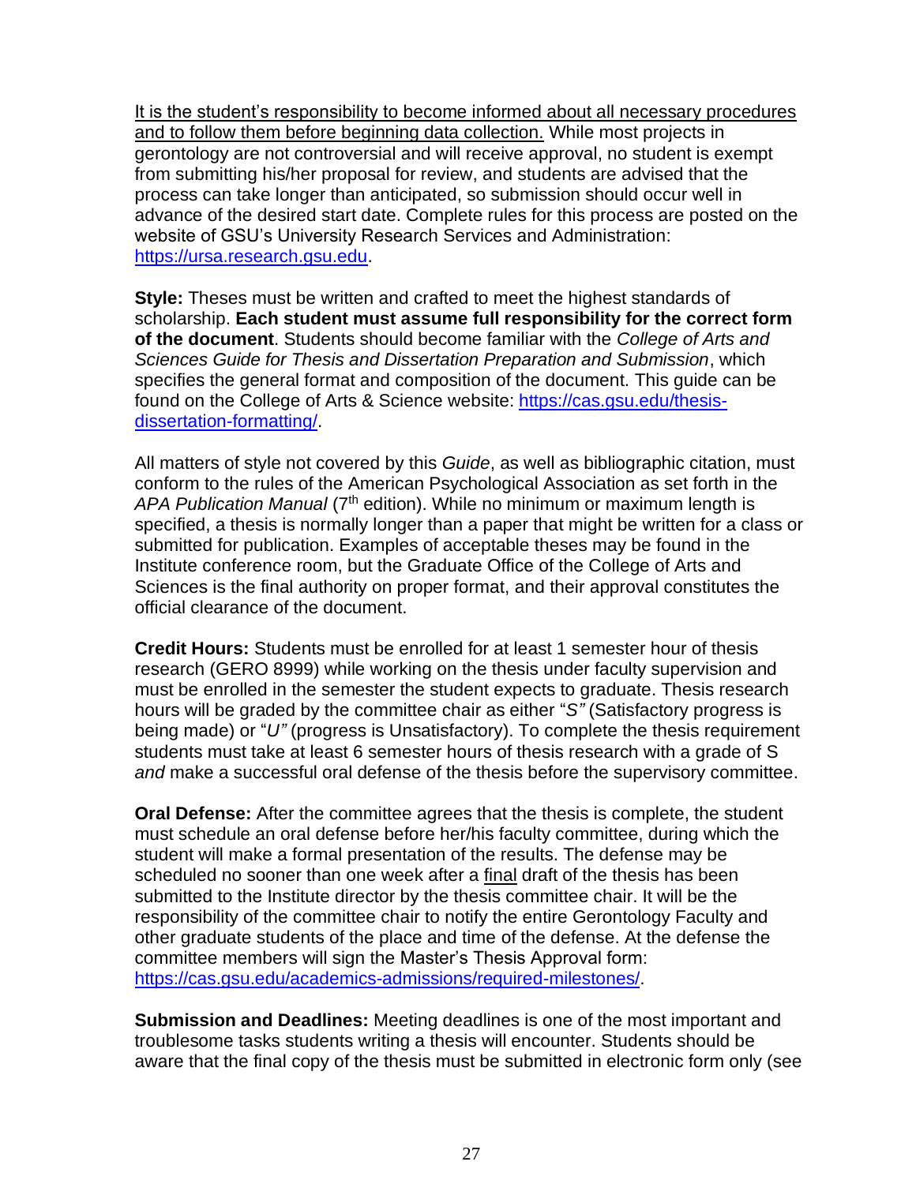It is the student's responsibility to become informed about all necessary procedures and to follow them before beginning data collection. While most projects in gerontology are not controversial and will receive approval, no student is exempt from submitting his/her proposal for review, and students are advised that the process can take longer than anticipated, so submission should occur well in advance of the desired start date. Complete rules for this process are posted on the website of GSU's University Research Services and Administration: https://ursa.research.gsu.edu.

**Style:** Theses must be written and crafted to meet the highest standards of scholarship. **Each student must assume full responsibility for the correct form of the document**. Students should become familiar with the *College of Arts and Sciences Guide for Thesis and Dissertation Preparation and Submission*, which specifies the general format and composition of the document. This guide can be found on the College of Arts & Science website: https://cas.gsu.edu/thesis-dissertation-formatting/.

All matters of style not covered by this *Guide*, as well as bibliographic citation, must conform to the rules of the American Psychological Association as set forth in the *APA Publication Manual* (7th edition). While no minimum or maximum length is specified, a thesis is normally longer than a paper that might be written for a class or submitted for publication. Examples of acceptable theses may be found in the Institute conference room, but the Graduate Office of the College of Arts and Sciences is the final authority on proper format, and their approval constitutes the official clearance of the document.

**Credit Hours:** Students must be enrolled for at least 1 semester hour of thesis research (GERO 8999) while working on the thesis under faculty supervision and must be enrolled in the semester the student expects to graduate. Thesis research hours will be graded by the committee chair as either "*S"* (Satisfactory progress is being made) or "*U"* (progress is Unsatisfactory). To complete the thesis requirement students must take at least 6 semester hours of thesis research with a grade of S *and* make a successful oral defense of the thesis before the supervisory committee.

**Oral Defense:** After the committee agrees that the thesis is complete, the student must schedule an oral defense before her/his faculty committee, during which the student will make a formal presentation of the results. The defense may be scheduled no sooner than one week after a final draft of the thesis has been submitted to the Institute director by the thesis committee chair. It will be the responsibility of the committee chair to notify the entire Gerontology Faculty and other graduate students of the place and time of the defense. At the defense the committee members will sign the Master's Thesis Approval form: https://cas.gsu.edu/academics-admissions/required-milestones/.

**Submission and Deadlines:** Meeting deadlines is one of the most important and troublesome tasks students writing a thesis will encounter. Students should be aware that the final copy of the thesis must be submitted in electronic form only (see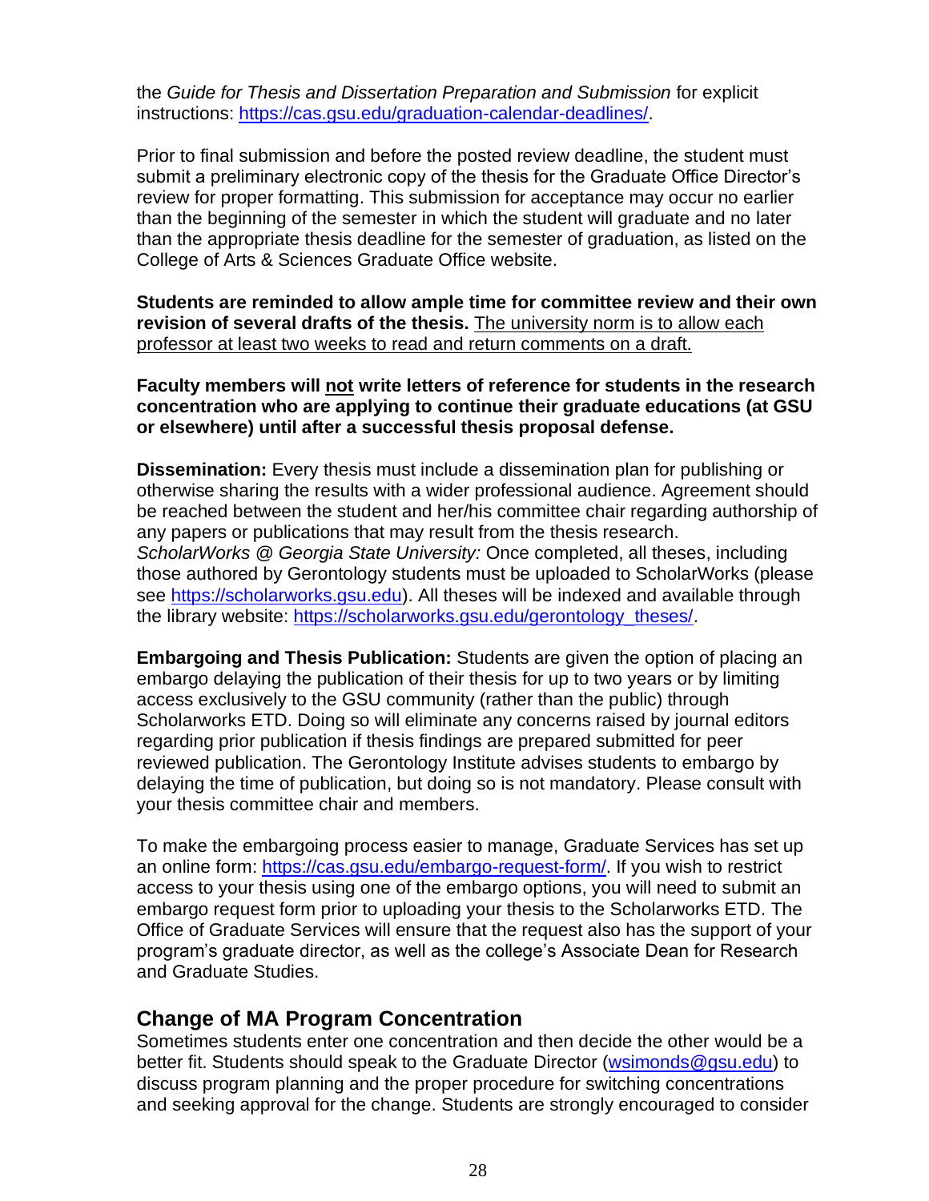the *Guide for Thesis and Dissertation Preparation and Submission* for explicit instructions: https://cas.gsu.edu/graduation-calendar-deadlines/.

Prior to final submission and before the posted review deadline, the student must submit a preliminary electronic copy of the thesis for the Graduate Office Director's review for proper formatting. This submission for acceptance may occur no earlier than the beginning of the semester in which the student will graduate and no later than the appropriate thesis deadline for the semester of graduation, as listed on the College of Arts & Sciences Graduate Office website.

**Students are reminded to allow ample time for committee review and their own revision of several drafts of the thesis.** The university norm is to allow each professor at least two weeks to read and return comments on a draft.

**Faculty members will not write letters of reference for students in the research concentration who are applying to continue their graduate educations (at GSU or elsewhere) until after a successful thesis proposal defense.**

**Dissemination:** Every thesis must include a dissemination plan for publishing or otherwise sharing the results with a wider professional audience. Agreement should be reached between the student and her/his committee chair regarding authorship of any papers or publications that may result from the thesis research.
*ScholarWorks @ Georgia State University:* Once completed, all theses, including those authored by Gerontology students must be uploaded to ScholarWorks (please see https://scholarworks.gsu.edu). All theses will be indexed and available through the library website: https://scholarworks.gsu.edu/gerontology_theses/.

**Embargoing and Thesis Publication:** Students are given the option of placing an embargo delaying the publication of their thesis for up to two years or by limiting access exclusively to the GSU community (rather than the public) through Scholarworks ETD. Doing so will eliminate any concerns raised by journal editors regarding prior publication if thesis findings are prepared submitted for peer reviewed publication. The Gerontology Institute advises students to embargo by delaying the time of publication, but doing so is not mandatory. Please consult with your thesis committee chair and members.

To make the embargoing process easier to manage, Graduate Services has set up an online form: https://cas.gsu.edu/embargo-request-form/. If you wish to restrict access to your thesis using one of the embargo options, you will need to submit an embargo request form prior to uploading your thesis to the Scholarworks ETD. The Office of Graduate Services will ensure that the request also has the support of your program's graduate director, as well as the college's Associate Dean for Research and Graduate Studies.

## Change of MA Program Concentration

Sometimes students enter one concentration and then decide the other would be a better fit. Students should speak to the Graduate Director (wsimonds@gsu.edu) to discuss program planning and the proper procedure for switching concentrations and seeking approval for the change. Students are strongly encouraged to consider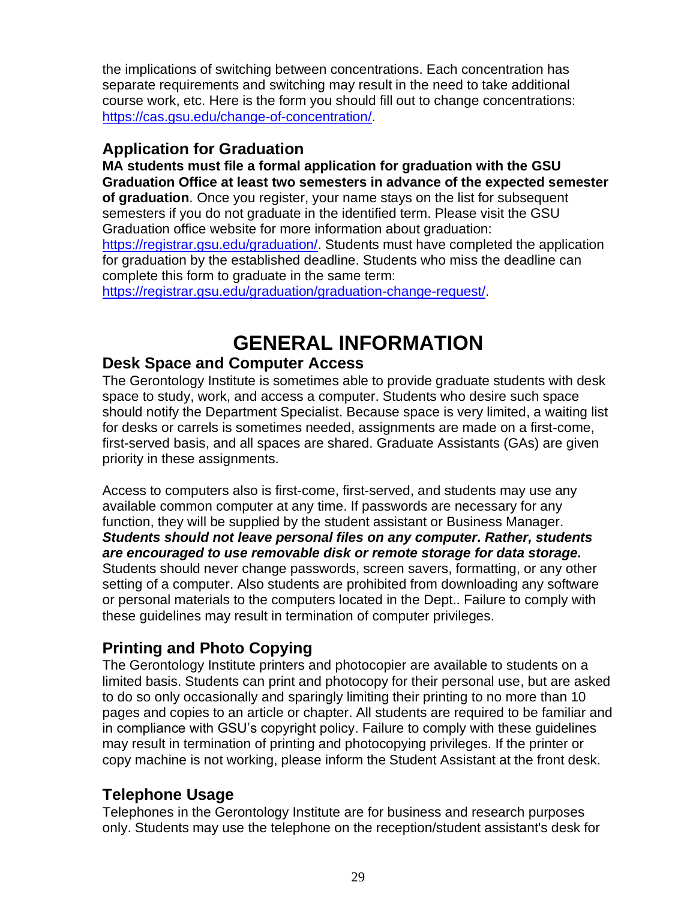the implications of switching between concentrations. Each concentration has separate requirements and switching may result in the need to take additional course work, etc. Here is the form you should fill out to change concentrations: https://cas.gsu.edu/change-of-concentration/.

## Application for Graduation

**MA students must file a formal application for graduation with the GSU Graduation Office at least two semesters in advance of the expected semester of graduation**. Once you register, your name stays on the list for subsequent semesters if you do not graduate in the identified term. Please visit the GSU Graduation office website for more information about graduation: https://registrar.gsu.edu/graduation/. Students must have completed the application for graduation by the established deadline. Students who miss the deadline can complete this form to graduate in the same term: https://registrar.gsu.edu/graduation/graduation-change-request/.

# GENERAL INFORMATION

## Desk Space and Computer Access

The Gerontology Institute is sometimes able to provide graduate students with desk space to study, work, and access a computer. Students who desire such space should notify the Department Specialist. Because space is very limited, a waiting list for desks or carrels is sometimes needed, assignments are made on a first-come, first-served basis, and all spaces are shared. Graduate Assistants (GAs) are given priority in these assignments.

Access to computers also is first-come, first-served, and students may use any available common computer at any time. If passwords are necessary for any function, they will be supplied by the student assistant or Business Manager. ***Students should not leave personal files on any computer. Rather, students are encouraged to use removable disk or remote storage for data storage.*** Students should never change passwords, screen savers, formatting, or any other setting of a computer. Also students are prohibited from downloading any software or personal materials to the computers located in the Dept.. Failure to comply with these guidelines may result in termination of computer privileges.

## Printing and Photo Copying

The Gerontology Institute printers and photocopier are available to students on a limited basis. Students can print and photocopy for their personal use, but are asked to do so only occasionally and sparingly limiting their printing to no more than 10 pages and copies to an article or chapter. All students are required to be familiar and in compliance with GSU's copyright policy. Failure to comply with these guidelines may result in termination of printing and photocopying privileges. If the printer or copy machine is not working, please inform the Student Assistant at the front desk.

## Telephone Usage

Telephones in the Gerontology Institute are for business and research purposes only. Students may use the telephone on the reception/student assistant's desk for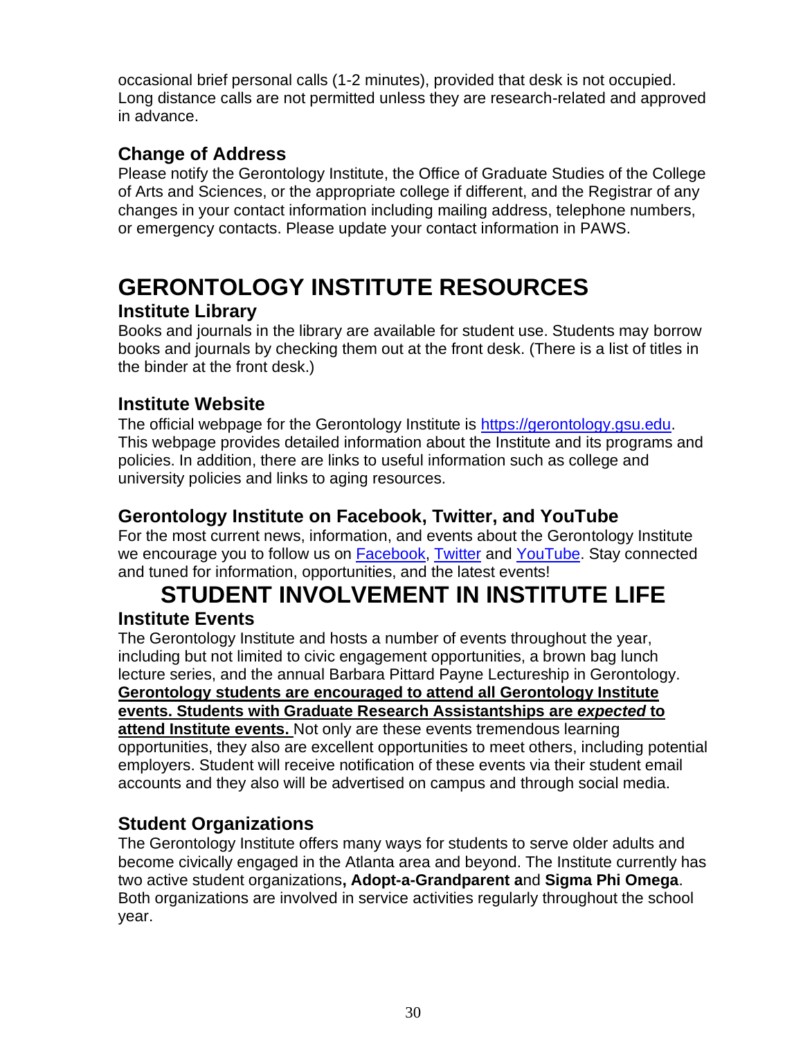occasional brief personal calls (1-2 minutes), provided that desk is not occupied. Long distance calls are not permitted unless they are research-related and approved in advance.

### Change of Address

Please notify the Gerontology Institute, the Office of Graduate Studies of the College of Arts and Sciences, or the appropriate college if different, and the Registrar of any changes in your contact information including mailing address, telephone numbers, or emergency contacts. Please update your contact information in PAWS.

# GERONTOLOGY INSTITUTE RESOURCES

### Institute Library

Books and journals in the library are available for student use. Students may borrow books and journals by checking them out at the front desk. (There is a list of titles in the binder at the front desk.)

### Institute Website

The official webpage for the Gerontology Institute is [https://gerontology.gsu.edu](https://gerontology.gsu.edu). This webpage provides detailed information about the Institute and its programs and policies. In addition, there are links to useful information such as college and university policies and links to aging resources.

### Gerontology Institute on Facebook, Twitter, and YouTube

For the most current news, information, and events about the Gerontology Institute we encourage you to follow us on Facebook, Twitter and YouTube. Stay connected and tuned for information, opportunities, and the latest events!

# STUDENT INVOLVEMENT IN INSTITUTE LIFE

### Institute Events

The Gerontology Institute and hosts a number of events throughout the year, including but not limited to civic engagement opportunities, a brown bag lunch lecture series, and the annual Barbara Pittard Payne Lectureship in Gerontology. **Gerontology students are encouraged to attend all Gerontology Institute events. Students with Graduate Research Assistantships are *expected* to attend Institute events.** Not only are these events tremendous learning opportunities, they also are excellent opportunities to meet others, including potential employers. Student will receive notification of these events via their student email accounts and they also will be advertised on campus and through social media.

### Student Organizations

The Gerontology Institute offers many ways for students to serve older adults and become civically engaged in the Atlanta area and beyond. The Institute currently has two active student organizations**, Adopt-a-Grandparent a**nd **Sigma Phi Omega**. Both organizations are involved in service activities regularly throughout the school year.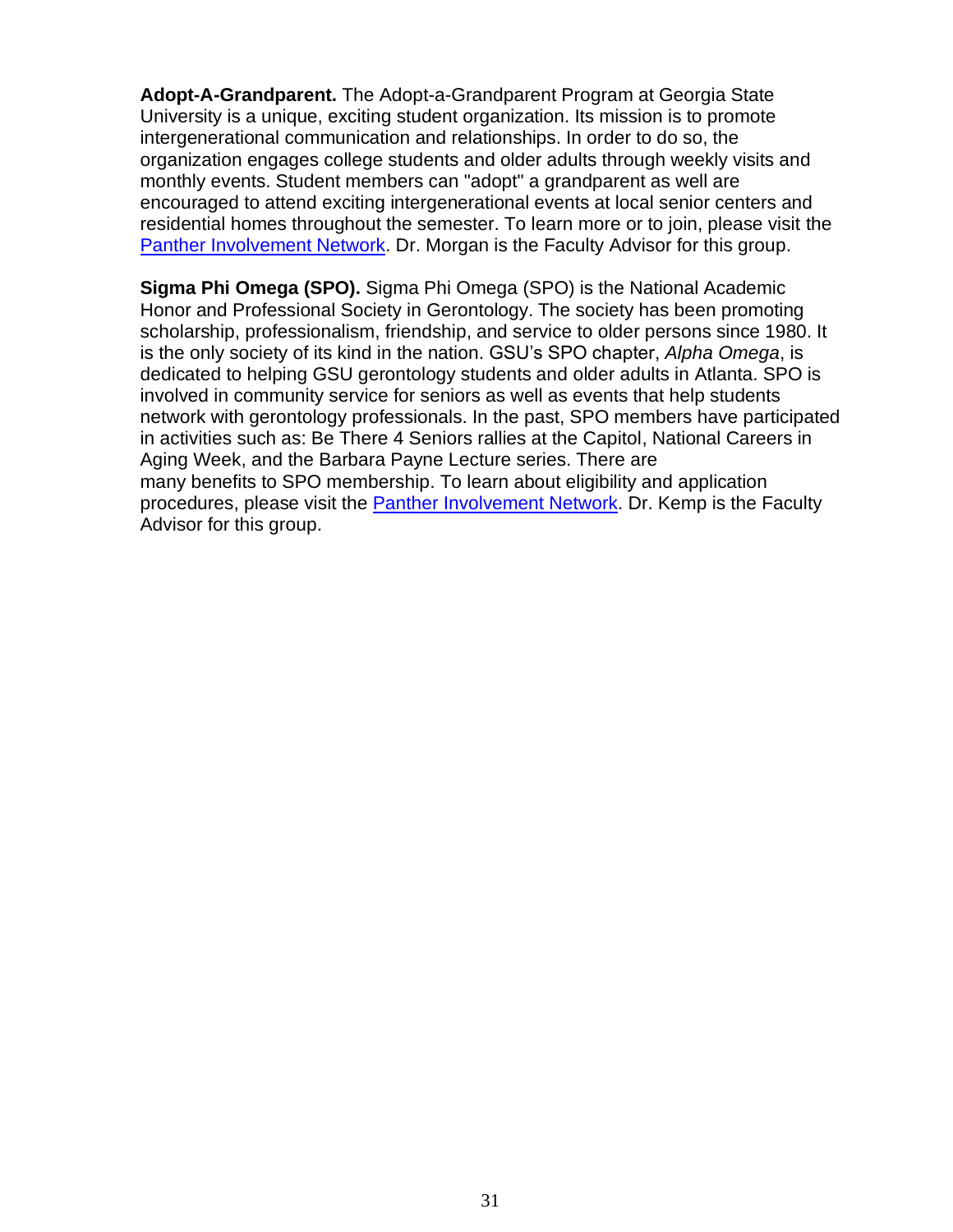**Adopt-A-Grandparent.** The Adopt-a-Grandparent Program at Georgia State University is a unique, exciting student organization. Its mission is to promote intergenerational communication and relationships. In order to do so, the organization engages college students and older adults through weekly visits and monthly events. Student members can "adopt" a grandparent as well are encouraged to attend exciting intergenerational events at local senior centers and residential homes throughout the semester. To learn more or to join, please visit the Panther Involvement Network. Dr. Morgan is the Faculty Advisor for this group.

**Sigma Phi Omega (SPO).** Sigma Phi Omega (SPO) is the National Academic Honor and Professional Society in Gerontology. The society has been promoting scholarship, professionalism, friendship, and service to older persons since 1980. It is the only society of its kind in the nation. GSU's SPO chapter, *Alpha Omega*, is dedicated to helping GSU gerontology students and older adults in Atlanta. SPO is involved in community service for seniors as well as events that help students network with gerontology professionals. In the past, SPO members have participated in activities such as: Be There 4 Seniors rallies at the Capitol, National Careers in Aging Week, and the Barbara Payne Lecture series. There are many benefits to SPO membership. To learn about eligibility and application procedures, please visit the Panther Involvement Network. Dr. Kemp is the Faculty Advisor for this group.